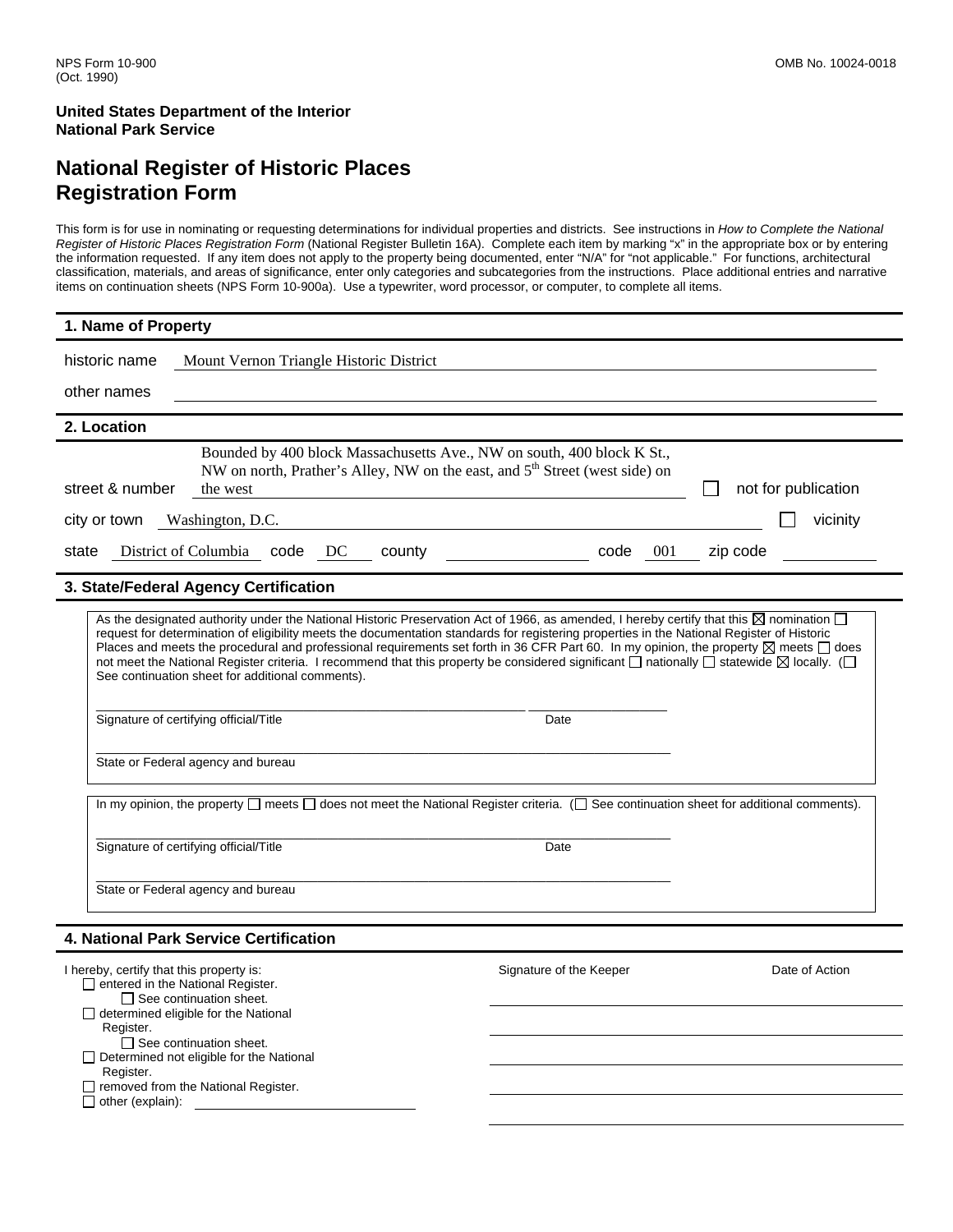NPS Form 10-900
(Oct. 1990)

OMB No. 10024-0018

**United States Department of the Interior**
**National Park Service**

# National Register of Historic Places Registration Form

This form is for use in nominating or requesting determinations for individual properties and districts. See instructions in *How to Complete the National Register of Historic Places Registration Form* (National Register Bulletin 16A). Complete each item by marking "x" in the appropriate box or by entering the information requested. If any item does not apply to the property being documented, enter "N/A" for "not applicable." For functions, architectural classification, materials, and areas of significance, enter only categories and subcategories from the instructions. Place additional entries and narrative items on continuation sheets (NPS Form 10-900a). Use a typewriter, word processor, or computer, to complete all items.

## 1. Name of Property

historic name: Mount Vernon Triangle Historic District

other names:

## 2. Location

street & number: Bounded by 400 block Massachusetts Ave., NW on south, 400 block K St., NW on north, Prather's Alley, NW on the east, and 5th Street (west side) on the west ☐ not for publication

city or town: Washington, D.C. ☐ vicinity

state: District of Columbia code: DC county: code: 001 zip code:

## 3. State/Federal Agency Certification

As the designated authority under the National Historic Preservation Act of 1966, as amended, I hereby certify that this ☒ nomination ☐ request for determination of eligibility meets the documentation standards for registering properties in the National Register of Historic Places and meets the procedural and professional requirements set forth in 36 CFR Part 60. In my opinion, the property ☒ meets ☐ does not meet the National Register criteria. I recommend that this property be considered significant ☐ nationally ☐ statewide ☒ locally. (☐ See continuation sheet for additional comments).

Signature of certifying official/Title Date

State or Federal agency and bureau

In my opinion, the property ☐ meets ☐ does not meet the National Register criteria. (☐ See continuation sheet for additional comments).

Signature of certifying official/Title Date

State or Federal agency and bureau

## 4. National Park Service Certification

I hereby, certify that this property is:

- ☐ entered in the National Register.
  - ☐ See continuation sheet.
- ☐ determined eligible for the National Register.
  - ☐ See continuation sheet.
- ☐ Determined not eligible for the National Register.
- ☐ removed from the National Register.
- ☐ other (explain):

Signature of the Keeper Date of Action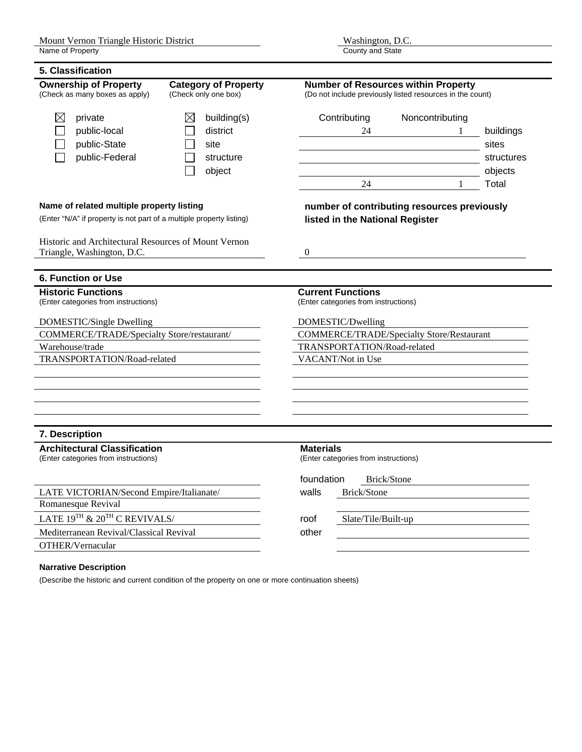Mount Vernon Triangle Historic District
Name of Property

Washington, D.C.
County and State

## 5. Classification

**Ownership of Property**
(Check as many boxes as apply)

- ☒ private
- ☐ public-local
- ☐ public-State
- ☐ public-Federal

**Category of Property**
(Check only one box)

- ☒ building(s)
- ☐ district
- ☐ site
- ☐ structure
- ☐ object

**Number of Resources within Property**
(Do not include previously listed resources in the count)

| Contributing | Noncontributing | |
|---|---|---|
| 24 | 1 | buildings |
| | | sites |
| | | structures |
| | | objects |
| 24 | 1 | Total |

**Name of related multiple property listing**
(Enter "N/A" if property is not part of a multiple property listing)

Historic and Architectural Resources of Mount Vernon Triangle, Washington, D.C.

**number of contributing resources previously listed in the National Register**

0

## 6. Function or Use

**Historic Functions**
(Enter categories from instructions)

DOMESTIC/Single Dwelling
COMMERCE/TRADE/Specialty Store/restaurant/
Warehouse/trade
TRANSPORTATION/Road-related

**Current Functions**
(Enter categories from instructions)

DOMESTIC/Dwelling
COMMERCE/TRADE/Specialty Store/Restaurant
TRANSPORTATION/Road-related
VACANT/Not in Use

## 7. Description

**Architectural Classification**
(Enter categories from instructions)

LATE VICTORIAN/Second Empire/Italianate/
Romanesque Revival
LATE 19TH & 20TH C REVIVALS/
Mediterranean Revival/Classical Revival
OTHER/Vernacular

**Materials**
(Enter categories from instructions)

foundation Brick/Stone
walls Brick/Stone

roof Slate/Tile/Built-up
other

**Narrative Description**

(Describe the historic and current condition of the property on one or more continuation sheets)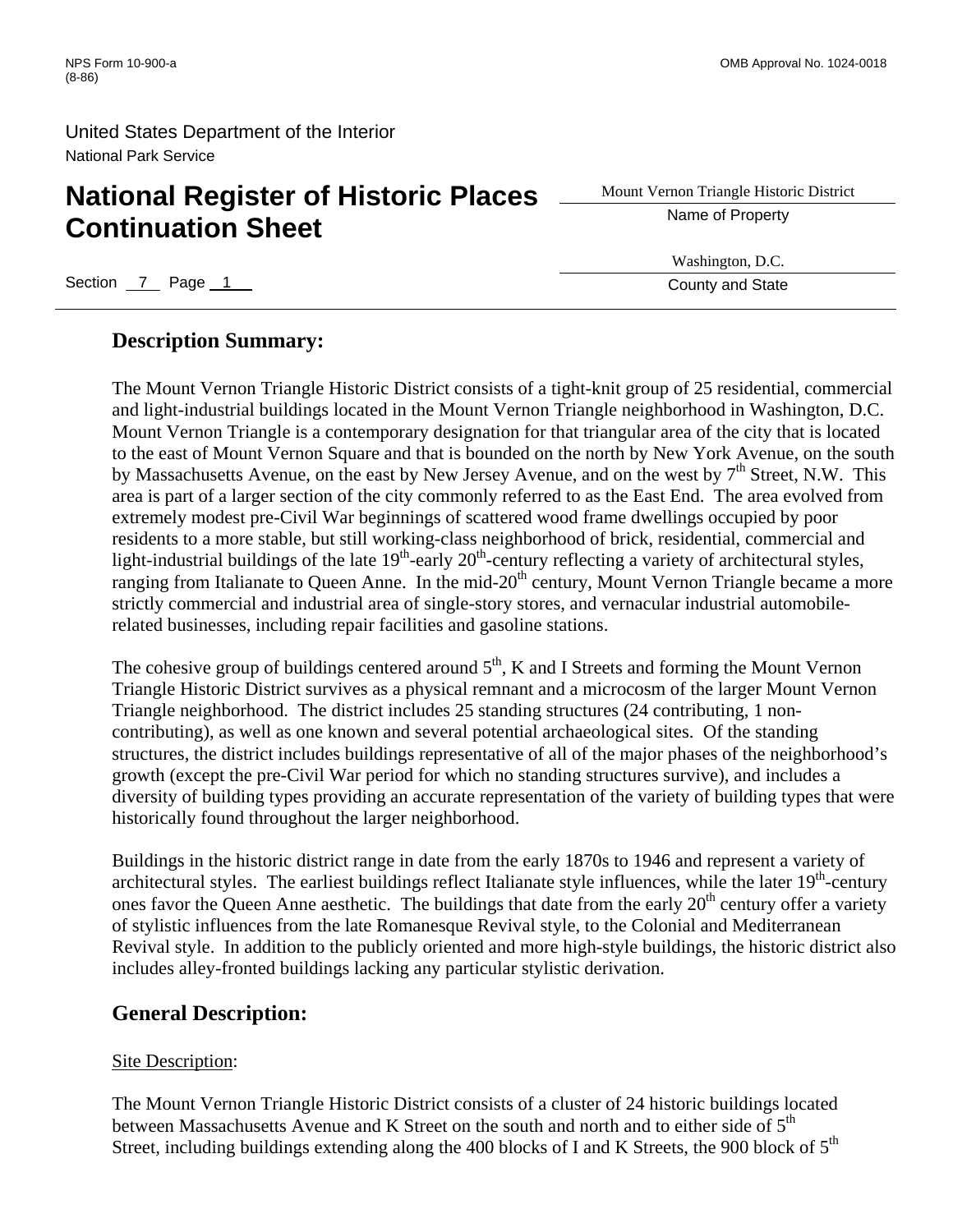## Description Summary:

The Mount Vernon Triangle Historic District consists of a tight-knit group of 25 residential, commercial and light-industrial buildings located in the Mount Vernon Triangle neighborhood in Washington, D.C. Mount Vernon Triangle is a contemporary designation for that triangular area of the city that is located to the east of Mount Vernon Square and that is bounded on the north by New York Avenue, on the south by Massachusetts Avenue, on the east by New Jersey Avenue, and on the west by 7th Street, N.W. This area is part of a larger section of the city commonly referred to as the East End. The area evolved from extremely modest pre-Civil War beginnings of scattered wood frame dwellings occupied by poor residents to a more stable, but still working-class neighborhood of brick, residential, commercial and light-industrial buildings of the late 19th-early 20th-century reflecting a variety of architectural styles, ranging from Italianate to Queen Anne. In the mid-20th century, Mount Vernon Triangle became a more strictly commercial and industrial area of single-story stores, and vernacular industrial automobile-related businesses, including repair facilities and gasoline stations.

The cohesive group of buildings centered around 5th, K and I Streets and forming the Mount Vernon Triangle Historic District survives as a physical remnant and a microcosm of the larger Mount Vernon Triangle neighborhood. The district includes 25 standing structures (24 contributing, 1 non-contributing), as well as one known and several potential archaeological sites. Of the standing structures, the district includes buildings representative of all of the major phases of the neighborhood's growth (except the pre-Civil War period for which no standing structures survive), and includes a diversity of building types providing an accurate representation of the variety of building types that were historically found throughout the larger neighborhood.

Buildings in the historic district range in date from the early 1870s to 1946 and represent a variety of architectural styles. The earliest buildings reflect Italianate style influences, while the later 19th-century ones favor the Queen Anne aesthetic. The buildings that date from the early 20th century offer a variety of stylistic influences from the late Romanesque Revival style, to the Colonial and Mediterranean Revival style. In addition to the publicly oriented and more high-style buildings, the historic district also includes alley-fronted buildings lacking any particular stylistic derivation.

## General Description:

Site Description:

The Mount Vernon Triangle Historic District consists of a cluster of 24 historic buildings located between Massachusetts Avenue and K Street on the south and north and to either side of 5th Street, including buildings extending along the 400 blocks of I and K Streets, the 900 block of 5th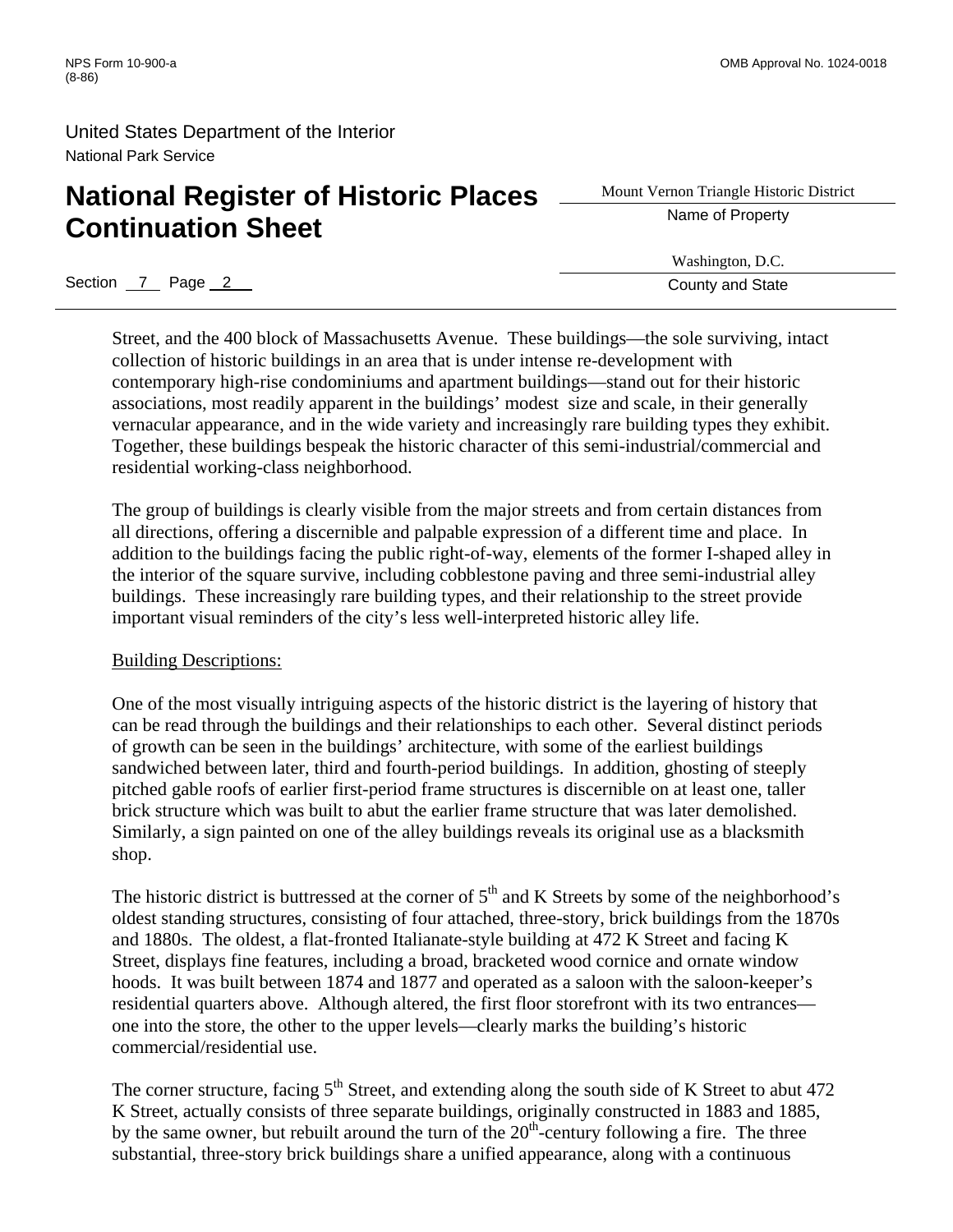Street, and the 400 block of Massachusetts Avenue. These buildings—the sole surviving, intact collection of historic buildings in an area that is under intense re-development with contemporary high-rise condominiums and apartment buildings—stand out for their historic associations, most readily apparent in the buildings' modest size and scale, in their generally vernacular appearance, and in the wide variety and increasingly rare building types they exhibit. Together, these buildings bespeak the historic character of this semi-industrial/commercial and residential working-class neighborhood.

The group of buildings is clearly visible from the major streets and from certain distances from all directions, offering a discernible and palpable expression of a different time and place. In addition to the buildings facing the public right-of-way, elements of the former I-shaped alley in the interior of the square survive, including cobblestone paving and three semi-industrial alley buildings. These increasingly rare building types, and their relationship to the street provide important visual reminders of the city's less well-interpreted historic alley life.

Building Descriptions:

One of the most visually intriguing aspects of the historic district is the layering of history that can be read through the buildings and their relationships to each other. Several distinct periods of growth can be seen in the buildings' architecture, with some of the earliest buildings sandwiched between later, third and fourth-period buildings. In addition, ghosting of steeply pitched gable roofs of earlier first-period frame structures is discernible on at least one, taller brick structure which was built to abut the earlier frame structure that was later demolished. Similarly, a sign painted on one of the alley buildings reveals its original use as a blacksmith shop.

The historic district is buttressed at the corner of 5th and K Streets by some of the neighborhood's oldest standing structures, consisting of four attached, three-story, brick buildings from the 1870s and 1880s. The oldest, a flat-fronted Italianate-style building at 472 K Street and facing K Street, displays fine features, including a broad, bracketed wood cornice and ornate window hoods. It was built between 1874 and 1877 and operated as a saloon with the saloon-keeper's residential quarters above. Although altered, the first floor storefront with its two entrances—one into the store, the other to the upper levels—clearly marks the building's historic commercial/residential use.

The corner structure, facing 5th Street, and extending along the south side of K Street to abut 472 K Street, actually consists of three separate buildings, originally constructed in 1883 and 1885, by the same owner, but rebuilt around the turn of the 20th-century following a fire. The three substantial, three-story brick buildings share a unified appearance, along with a continuous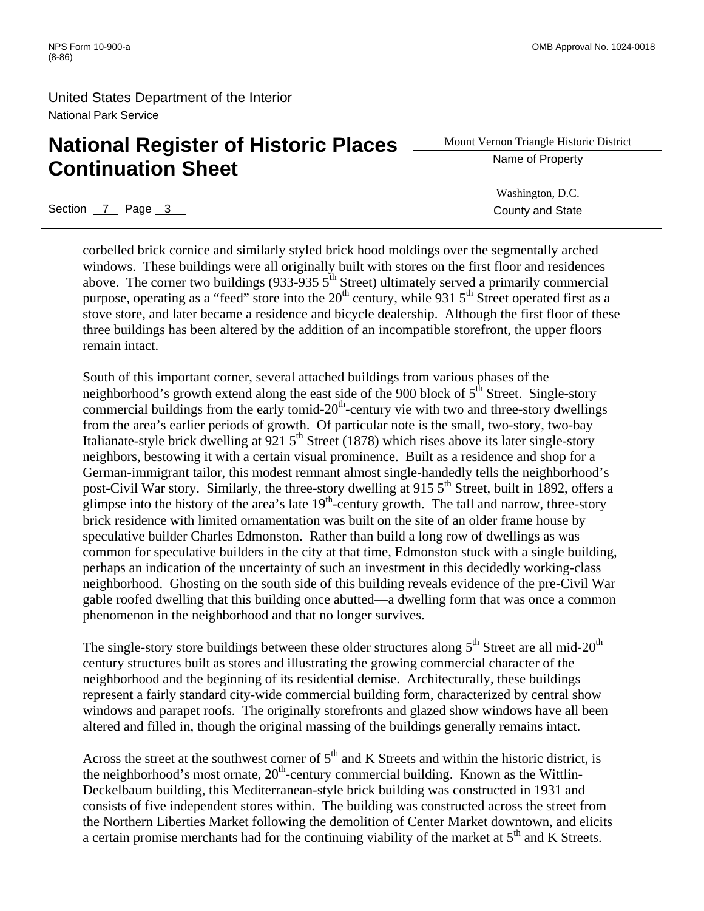corbelled brick cornice and similarly styled brick hood moldings over the segmentally arched windows. These buildings were all originally built with stores on the first floor and residences above. The corner two buildings (933-935 5th Street) ultimately served a primarily commercial purpose, operating as a "feed" store into the 20th century, while 931 5th Street operated first as a stove store, and later became a residence and bicycle dealership. Although the first floor of these three buildings has been altered by the addition of an incompatible storefront, the upper floors remain intact.

South of this important corner, several attached buildings from various phases of the neighborhood's growth extend along the east side of the 900 block of 5th Street. Single-story commercial buildings from the early tomid-20th-century vie with two and three-story dwellings from the area's earlier periods of growth. Of particular note is the small, two-story, two-bay Italianate-style brick dwelling at 921 5th Street (1878) which rises above its later single-story neighbors, bestowing it with a certain visual prominence. Built as a residence and shop for a German-immigrant tailor, this modest remnant almost single-handedly tells the neighborhood's post-Civil War story. Similarly, the three-story dwelling at 915 5th Street, built in 1892, offers a glimpse into the history of the area's late 19th-century growth. The tall and narrow, three-story brick residence with limited ornamentation was built on the site of an older frame house by speculative builder Charles Edmonston. Rather than build a long row of dwellings as was common for speculative builders in the city at that time, Edmonston stuck with a single building, perhaps an indication of the uncertainty of such an investment in this decidedly working-class neighborhood. Ghosting on the south side of this building reveals evidence of the pre-Civil War gable roofed dwelling that this building once abutted—a dwelling form that was once a common phenomenon in the neighborhood and that no longer survives.

The single-story store buildings between these older structures along 5th Street are all mid-20th century structures built as stores and illustrating the growing commercial character of the neighborhood and the beginning of its residential demise. Architecturally, these buildings represent a fairly standard city-wide commercial building form, characterized by central show windows and parapet roofs. The originally storefronts and glazed show windows have all been altered and filled in, though the original massing of the buildings generally remains intact.

Across the street at the southwest corner of 5th and K Streets and within the historic district, is the neighborhood's most ornate, 20th-century commercial building. Known as the Wittlin-Deckelbaum building, this Mediterranean-style brick building was constructed in 1931 and consists of five independent stores within. The building was constructed across the street from the Northern Liberties Market following the demolition of Center Market downtown, and elicits a certain promise merchants had for the continuing viability of the market at 5th and K Streets.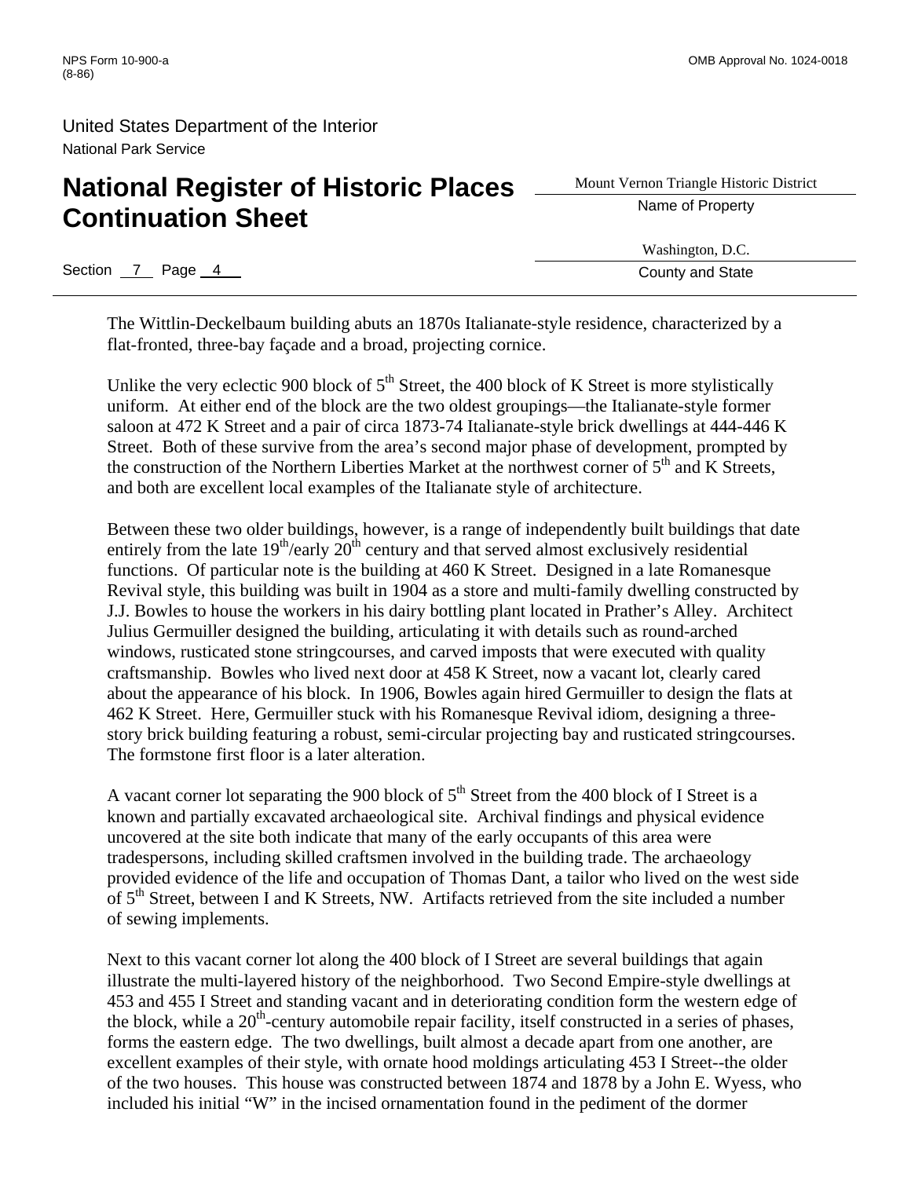The Wittlin-Deckelbaum building abuts an 1870s Italianate-style residence, characterized by a flat-fronted, three-bay façade and a broad, projecting cornice.

Unlike the very eclectic 900 block of 5th Street, the 400 block of K Street is more stylistically uniform. At either end of the block are the two oldest groupings—the Italianate-style former saloon at 472 K Street and a pair of circa 1873-74 Italianate-style brick dwellings at 444-446 K Street. Both of these survive from the area's second major phase of development, prompted by the construction of the Northern Liberties Market at the northwest corner of 5th and K Streets, and both are excellent local examples of the Italianate style of architecture.

Between these two older buildings, however, is a range of independently built buildings that date entirely from the late 19th/early 20th century and that served almost exclusively residential functions. Of particular note is the building at 460 K Street. Designed in a late Romanesque Revival style, this building was built in 1904 as a store and multi-family dwelling constructed by J.J. Bowles to house the workers in his dairy bottling plant located in Prather's Alley. Architect Julius Germuiller designed the building, articulating it with details such as round-arched windows, rusticated stone stringcourses, and carved imposts that were executed with quality craftsmanship. Bowles who lived next door at 458 K Street, now a vacant lot, clearly cared about the appearance of his block. In 1906, Bowles again hired Germuiller to design the flats at 462 K Street. Here, Germuiller stuck with his Romanesque Revival idiom, designing a three-story brick building featuring a robust, semi-circular projecting bay and rusticated stringcourses. The formstone first floor is a later alteration.

A vacant corner lot separating the 900 block of 5th Street from the 400 block of I Street is a known and partially excavated archaeological site. Archival findings and physical evidence uncovered at the site both indicate that many of the early occupants of this area were tradespersons, including skilled craftsmen involved in the building trade. The archaeology provided evidence of the life and occupation of Thomas Dant, a tailor who lived on the west side of 5th Street, between I and K Streets, NW. Artifacts retrieved from the site included a number of sewing implements.

Next to this vacant corner lot along the 400 block of I Street are several buildings that again illustrate the multi-layered history of the neighborhood. Two Second Empire-style dwellings at 453 and 455 I Street and standing vacant and in deteriorating condition form the western edge of the block, while a 20th-century automobile repair facility, itself constructed in a series of phases, forms the eastern edge. The two dwellings, built almost a decade apart from one another, are excellent examples of their style, with ornate hood moldings articulating 453 I Street--the older of the two houses. This house was constructed between 1874 and 1878 by a John E. Wyess, who included his initial "W" in the incised ornamentation found in the pediment of the dormer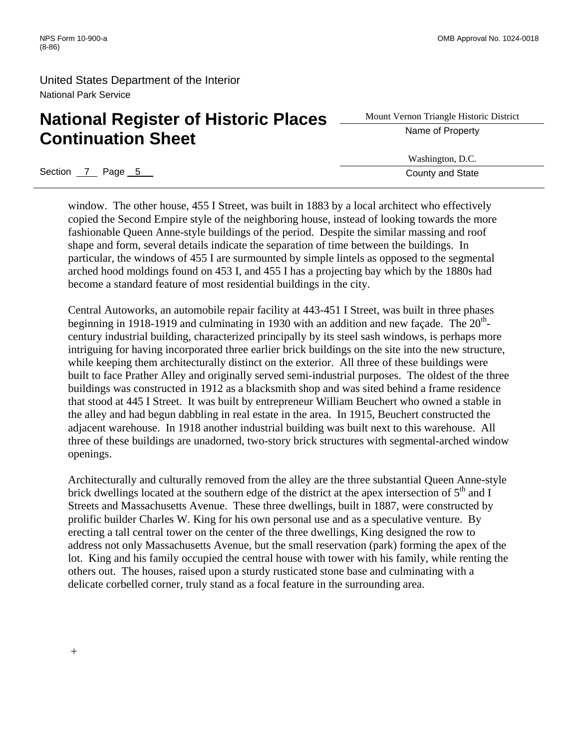window. The other house, 455 I Street, was built in 1883 by a local architect who effectively copied the Second Empire style of the neighboring house, instead of looking towards the more fashionable Queen Anne-style buildings of the period. Despite the similar massing and roof shape and form, several details indicate the separation of time between the buildings. In particular, the windows of 455 I are surmounted by simple lintels as opposed to the segmental arched hood moldings found on 453 I, and 455 I has a projecting bay which by the 1880s had become a standard feature of most residential buildings in the city.

Central Autoworks, an automobile repair facility at 443-451 I Street, was built in three phases beginning in 1918-1919 and culminating in 1930 with an addition and new façade. The 20th-century industrial building, characterized principally by its steel sash windows, is perhaps more intriguing for having incorporated three earlier brick buildings on the site into the new structure, while keeping them architecturally distinct on the exterior. All three of these buildings were built to face Prather Alley and originally served semi-industrial purposes. The oldest of the three buildings was constructed in 1912 as a blacksmith shop and was sited behind a frame residence that stood at 445 I Street. It was built by entrepreneur William Beuchert who owned a stable in the alley and had begun dabbling in real estate in the area. In 1915, Beuchert constructed the adjacent warehouse. In 1918 another industrial building was built next to this warehouse. All three of these buildings are unadorned, two-story brick structures with segmental-arched window openings.

Architecturally and culturally removed from the alley are the three substantial Queen Anne-style brick dwellings located at the southern edge of the district at the apex intersection of 5th and I Streets and Massachusetts Avenue. These three dwellings, built in 1887, were constructed by prolific builder Charles W. King for his own personal use and as a speculative venture. By erecting a tall central tower on the center of the three dwellings, King designed the row to address not only Massachusetts Avenue, but the small reservation (park) forming the apex of the lot. King and his family occupied the central house with tower with his family, while renting the others out. The houses, raised upon a sturdy rusticated stone base and culminating with a delicate corbelled corner, truly stand as a focal feature in the surrounding area.

+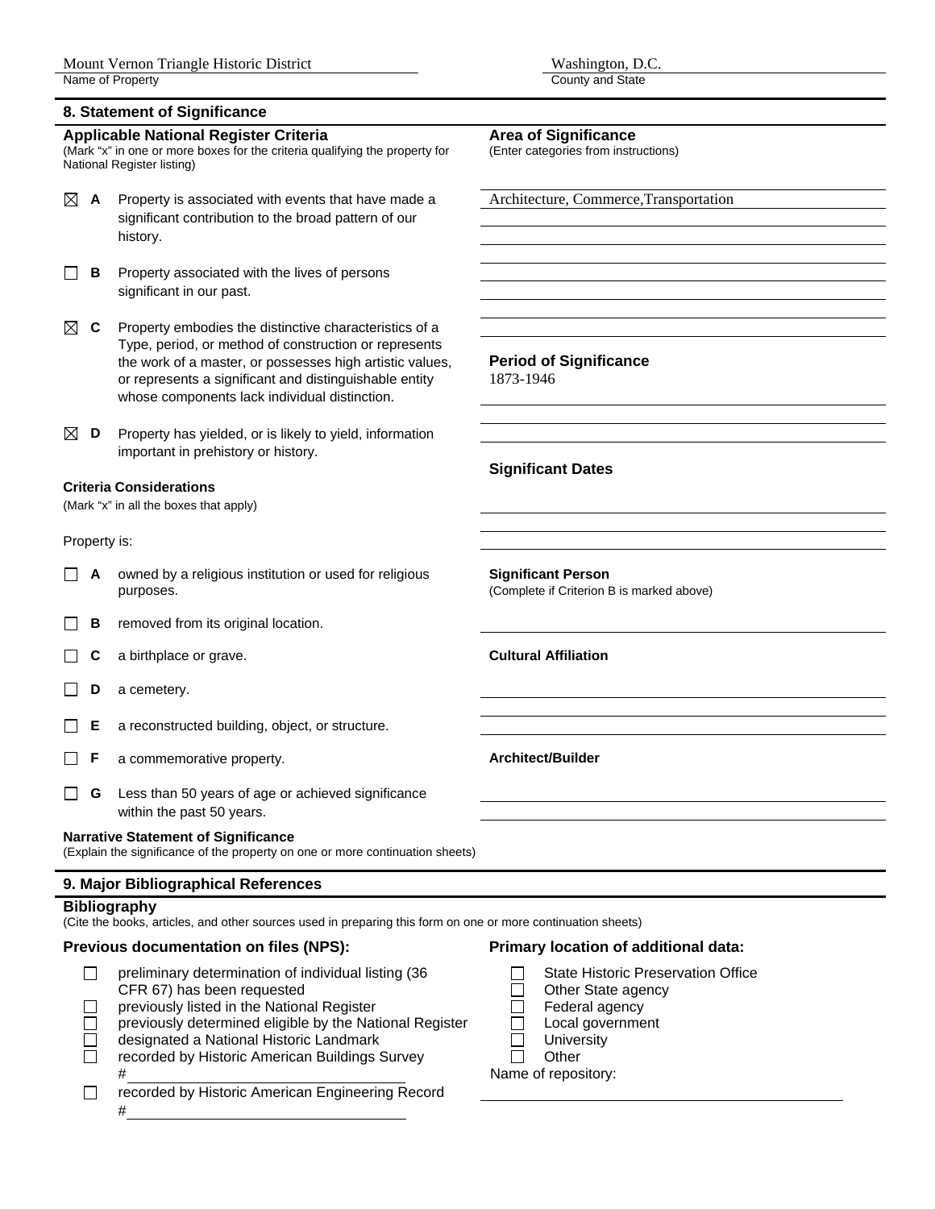Mount Vernon Triangle Historic District
Name of Property

Washington, D.C.
County and State

## 8. Statement of Significance

### Applicable National Register Criteria
(Mark "x" in one or more boxes for the criteria qualifying the property for National Register listing)

- ☒ **A** Property is associated with events that have made a significant contribution to the broad pattern of our history.
- ☐ **B** Property associated with the lives of persons significant in our past.
- ☒ **C** Property embodies the distinctive characteristics of a Type, period, or method of construction or represents the work of a master, or possesses high artistic values, or represents a significant and distinguishable entity whose components lack individual distinction.
- ☒ **D** Property has yielded, or is likely to yield, information important in prehistory or history.

### Criteria Considerations
(Mark "x" in all the boxes that apply)

Property is:

- ☐ **A** owned by a religious institution or used for religious purposes.
- ☐ **B** removed from its original location.
- ☐ **C** a birthplace or grave.
- ☐ **D** a cemetery.
- ☐ **E** a reconstructed building, object, or structure.
- ☐ **F** a commemorative property.
- ☐ **G** Less than 50 years of age or achieved significance within the past 50 years.

### Area of Significance
(Enter categories from instructions)

Architecture, Commerce,Transportation

### Period of Significance
1873-1946

### Significant Dates

### Significant Person
(Complete if Criterion B is marked above)

### Cultural Affiliation

### Architect/Builder

### Narrative Statement of Significance
(Explain the significance of the property on one or more continuation sheets)

## 9. Major Bibliographical References

### Bibliography
(Cite the books, articles, and other sources used in preparing this form on one or more continuation sheets)

### Previous documentation on files (NPS):

- ☐ preliminary determination of individual listing (36 CFR 67) has been requested
- ☐ previously listed in the National Register
- ☐ previously determined eligible by the National Register
- ☐ designated a National Historic Landmark
- ☐ recorded by Historic American Buildings Survey #
- ☐ recorded by Historic American Engineering Record #

### Primary location of additional data:

- ☐ State Historic Preservation Office
- ☐ Other State agency
- ☐ Federal agency
- ☐ Local government
- ☐ University
- ☐ Other

Name of repository: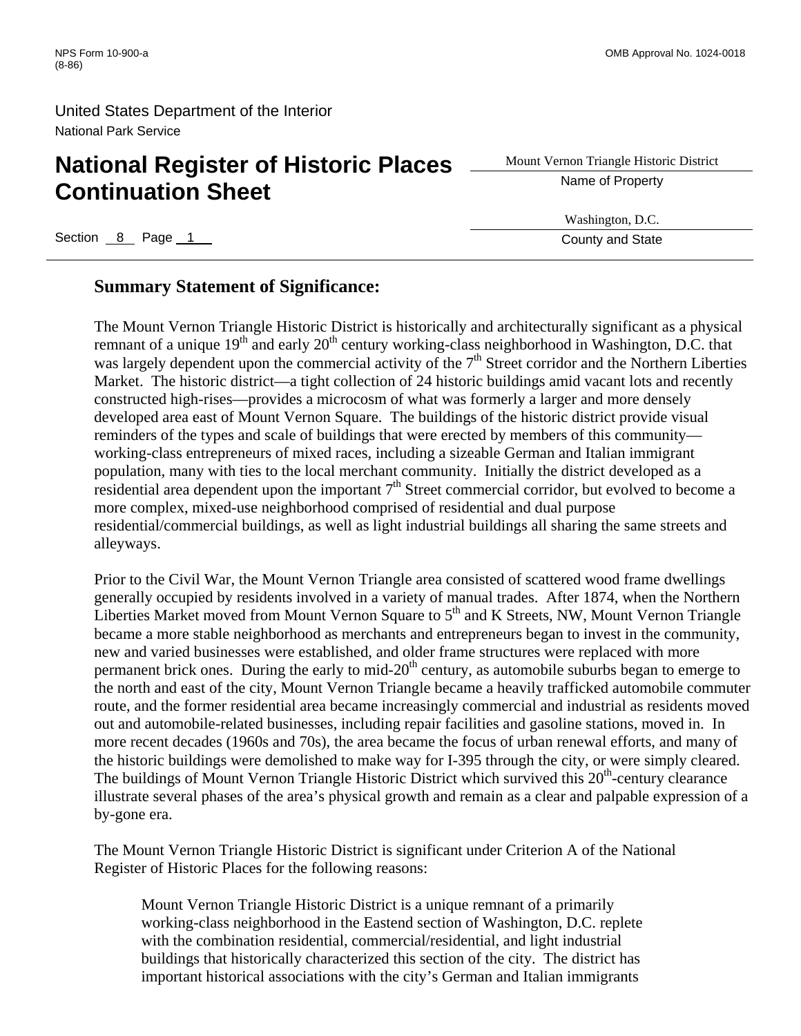## Summary Statement of Significance:

The Mount Vernon Triangle Historic District is historically and architecturally significant as a physical remnant of a unique 19th and early 20th century working-class neighborhood in Washington, D.C. that was largely dependent upon the commercial activity of the 7th Street corridor and the Northern Liberties Market. The historic district—a tight collection of 24 historic buildings amid vacant lots and recently constructed high-rises—provides a microcosm of what was formerly a larger and more densely developed area east of Mount Vernon Square. The buildings of the historic district provide visual reminders of the types and scale of buildings that were erected by members of this community—working-class entrepreneurs of mixed races, including a sizeable German and Italian immigrant population, many with ties to the local merchant community. Initially the district developed as a residential area dependent upon the important 7th Street commercial corridor, but evolved to become a more complex, mixed-use neighborhood comprised of residential and dual purpose residential/commercial buildings, as well as light industrial buildings all sharing the same streets and alleyways.

Prior to the Civil War, the Mount Vernon Triangle area consisted of scattered wood frame dwellings generally occupied by residents involved in a variety of manual trades. After 1874, when the Northern Liberties Market moved from Mount Vernon Square to 5th and K Streets, NW, Mount Vernon Triangle became a more stable neighborhood as merchants and entrepreneurs began to invest in the community, new and varied businesses were established, and older frame structures were replaced with more permanent brick ones. During the early to mid-20th century, as automobile suburbs began to emerge to the north and east of the city, Mount Vernon Triangle became a heavily trafficked automobile commuter route, and the former residential area became increasingly commercial and industrial as residents moved out and automobile-related businesses, including repair facilities and gasoline stations, moved in. In more recent decades (1960s and 70s), the area became the focus of urban renewal efforts, and many of the historic buildings were demolished to make way for I-395 through the city, or were simply cleared. The buildings of Mount Vernon Triangle Historic District which survived this 20th-century clearance illustrate several phases of the area's physical growth and remain as a clear and palpable expression of a by-gone era.

The Mount Vernon Triangle Historic District is significant under Criterion A of the National Register of Historic Places for the following reasons:

> Mount Vernon Triangle Historic District is a unique remnant of a primarily working-class neighborhood in the Eastend section of Washington, D.C. replete with the combination residential, commercial/residential, and light industrial buildings that historically characterized this section of the city. The district has important historical associations with the city's German and Italian immigrants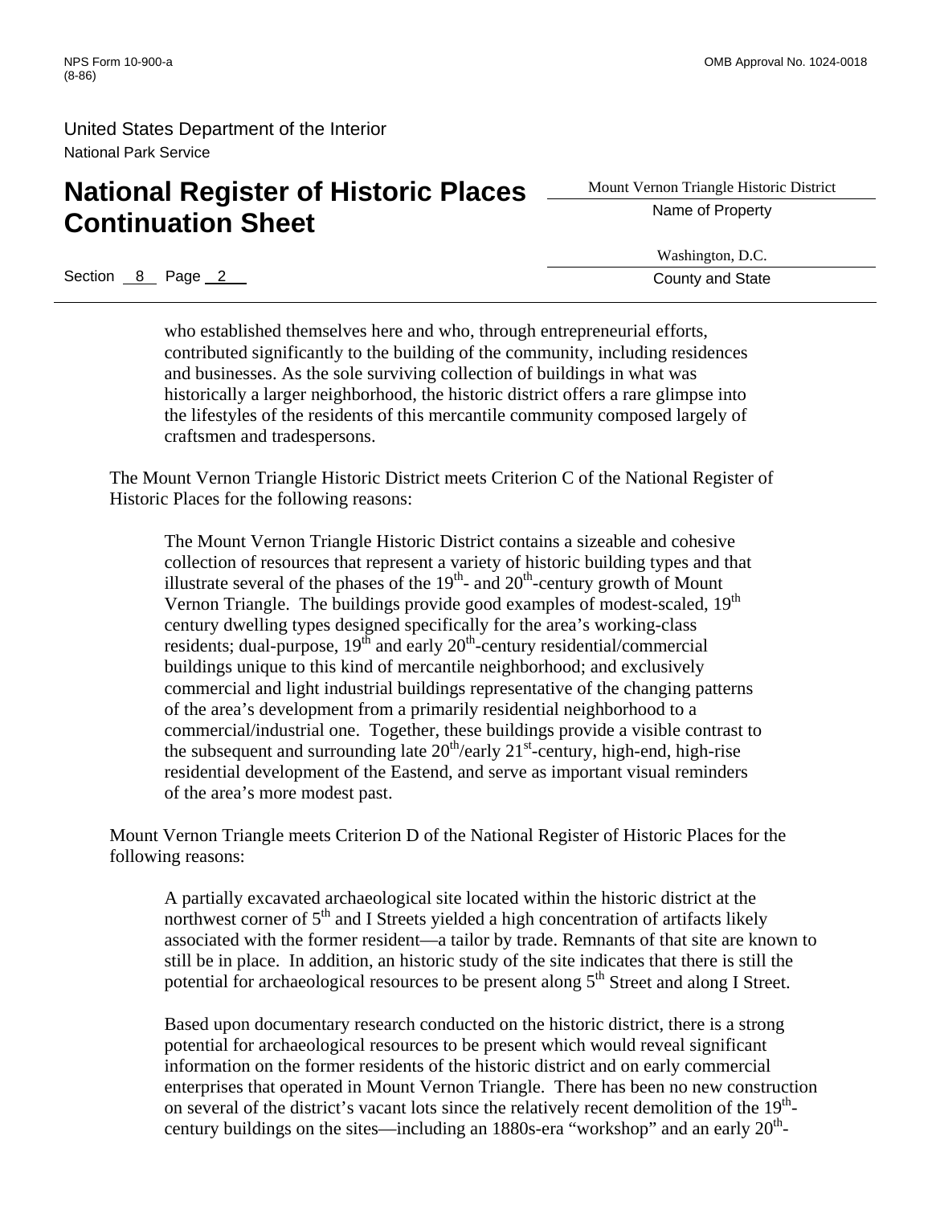who established themselves here and who, through entrepreneurial efforts, contributed significantly to the building of the community, including residences and businesses. As the sole surviving collection of buildings in what was historically a larger neighborhood, the historic district offers a rare glimpse into the lifestyles of the residents of this mercantile community composed largely of craftsmen and tradespersons.

The Mount Vernon Triangle Historic District meets Criterion C of the National Register of Historic Places for the following reasons:

> The Mount Vernon Triangle Historic District contains a sizeable and cohesive collection of resources that represent a variety of historic building types and that illustrate several of the phases of the 19th- and 20th-century growth of Mount Vernon Triangle. The buildings provide good examples of modest-scaled, 19th century dwelling types designed specifically for the area's working-class residents; dual-purpose, 19th and early 20th-century residential/commercial buildings unique to this kind of mercantile neighborhood; and exclusively commercial and light industrial buildings representative of the changing patterns of the area's development from a primarily residential neighborhood to a commercial/industrial one. Together, these buildings provide a visible contrast to the subsequent and surrounding late 20th/early 21st-century, high-end, high-rise residential development of the Eastend, and serve as important visual reminders of the area's more modest past.

Mount Vernon Triangle meets Criterion D of the National Register of Historic Places for the following reasons:

> A partially excavated archaeological site located within the historic district at the northwest corner of 5th and I Streets yielded a high concentration of artifacts likely associated with the former resident—a tailor by trade. Remnants of that site are known to still be in place. In addition, an historic study of the site indicates that there is still the potential for archaeological resources to be present along 5th Street and along I Street.
>
> Based upon documentary research conducted on the historic district, there is a strong potential for archaeological resources to be present which would reveal significant information on the former residents of the historic district and on early commercial enterprises that operated in Mount Vernon Triangle. There has been no new construction on several of the district's vacant lots since the relatively recent demolition of the 19th-century buildings on the sites—including an 1880s-era "workshop" and an early 20th-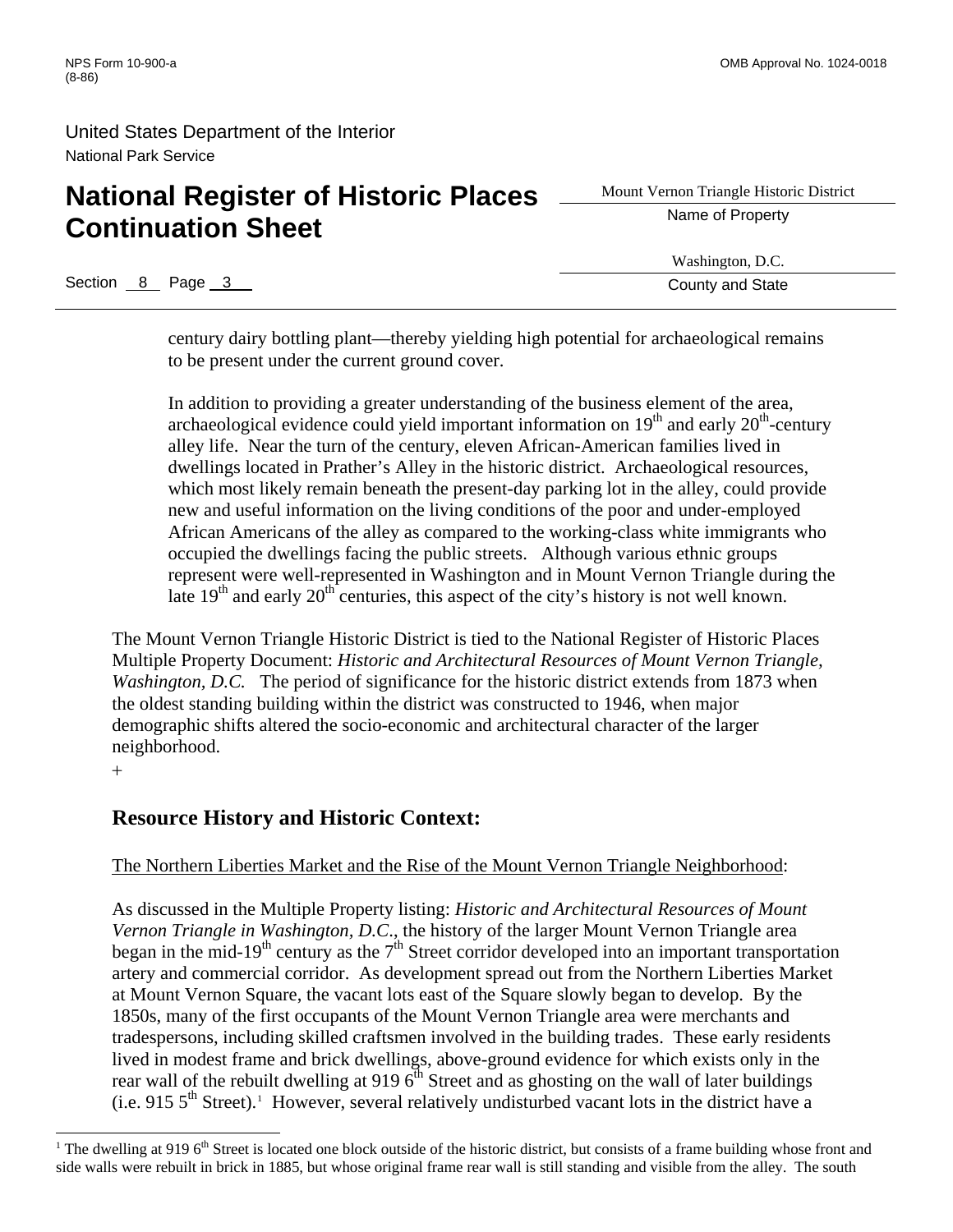century dairy bottling plant—thereby yielding high potential for archaeological remains to be present under the current ground cover.

In addition to providing a greater understanding of the business element of the area, archaeological evidence could yield important information on 19th and early 20th-century alley life. Near the turn of the century, eleven African-American families lived in dwellings located in Prather's Alley in the historic district. Archaeological resources, which most likely remain beneath the present-day parking lot in the alley, could provide new and useful information on the living conditions of the poor and under-employed African Americans of the alley as compared to the working-class white immigrants who occupied the dwellings facing the public streets. Although various ethnic groups represent were well-represented in Washington and in Mount Vernon Triangle during the late 19th and early 20th centuries, this aspect of the city's history is not well known.

The Mount Vernon Triangle Historic District is tied to the National Register of Historic Places Multiple Property Document: *Historic and Architectural Resources of Mount Vernon Triangle, Washington, D.C.* The period of significance for the historic district extends from 1873 when the oldest standing building within the district was constructed to 1946, when major demographic shifts altered the socio-economic and architectural character of the larger neighborhood.

+

## Resource History and Historic Context:

The Northern Liberties Market and the Rise of the Mount Vernon Triangle Neighborhood:

As discussed in the Multiple Property listing: *Historic and Architectural Resources of Mount Vernon Triangle in Washington, D.C.*, the history of the larger Mount Vernon Triangle area began in the mid-19th century as the 7th Street corridor developed into an important transportation artery and commercial corridor. As development spread out from the Northern Liberties Market at Mount Vernon Square, the vacant lots east of the Square slowly began to develop. By the 1850s, many of the first occupants of the Mount Vernon Triangle area were merchants and tradespersons, including skilled craftsmen involved in the building trades. These early residents lived in modest frame and brick dwellings, above-ground evidence for which exists only in the rear wall of the rebuilt dwelling at 919 6th Street and as ghosting on the wall of later buildings (i.e. 915 5th Street).[1] However, several relatively undisturbed vacant lots in the district have a

[1] The dwelling at 919 6th Street is located one block outside of the historic district, but consists of a frame building whose front and side walls were rebuilt in brick in 1885, but whose original frame rear wall is still standing and visible from the alley. The south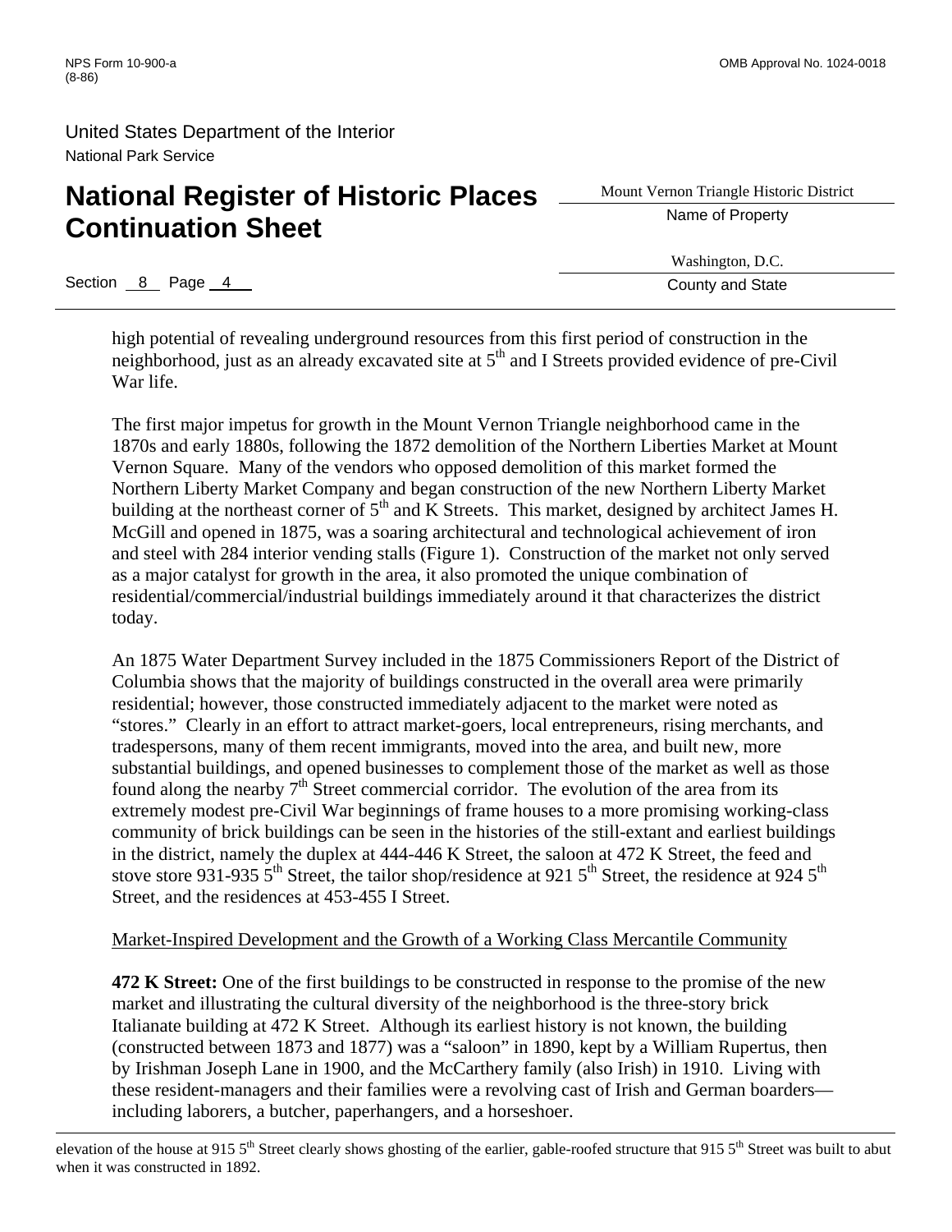high potential of revealing underground resources from this first period of construction in the neighborhood, just as an already excavated site at 5th and I Streets provided evidence of pre-Civil War life.

The first major impetus for growth in the Mount Vernon Triangle neighborhood came in the 1870s and early 1880s, following the 1872 demolition of the Northern Liberties Market at Mount Vernon Square. Many of the vendors who opposed demolition of this market formed the Northern Liberty Market Company and began construction of the new Northern Liberty Market building at the northeast corner of 5th and K Streets. This market, designed by architect James H. McGill and opened in 1875, was a soaring architectural and technological achievement of iron and steel with 284 interior vending stalls (Figure 1). Construction of the market not only served as a major catalyst for growth in the area, it also promoted the unique combination of residential/commercial/industrial buildings immediately around it that characterizes the district today.

An 1875 Water Department Survey included in the 1875 Commissioners Report of the District of Columbia shows that the majority of buildings constructed in the overall area were primarily residential; however, those constructed immediately adjacent to the market were noted as "stores." Clearly in an effort to attract market-goers, local entrepreneurs, rising merchants, and tradespersons, many of them recent immigrants, moved into the area, and built new, more substantial buildings, and opened businesses to complement those of the market as well as those found along the nearby 7th Street commercial corridor. The evolution of the area from its extremely modest pre-Civil War beginnings of frame houses to a more promising working-class community of brick buildings can be seen in the histories of the still-extant and earliest buildings in the district, namely the duplex at 444-446 K Street, the saloon at 472 K Street, the feed and stove store 931-935 5th Street, the tailor shop/residence at 921 5th Street, the residence at 924 5th Street, and the residences at 453-455 I Street.

Market-Inspired Development and the Growth of a Working Class Mercantile Community

**472 K Street:** One of the first buildings to be constructed in response to the promise of the new market and illustrating the cultural diversity of the neighborhood is the three-story brick Italianate building at 472 K Street. Although its earliest history is not known, the building (constructed between 1873 and 1877) was a "saloon" in 1890, kept by a William Rupertus, then by Irishman Joseph Lane in 1900, and the McCarthery family (also Irish) in 1910. Living with these resident-managers and their families were a revolving cast of Irish and German boarders—including laborers, a butcher, paperhangers, and a horseshoer.

elevation of the house at 915 5th Street clearly shows ghosting of the earlier, gable-roofed structure that 915 5th Street was built to abut when it was constructed in 1892.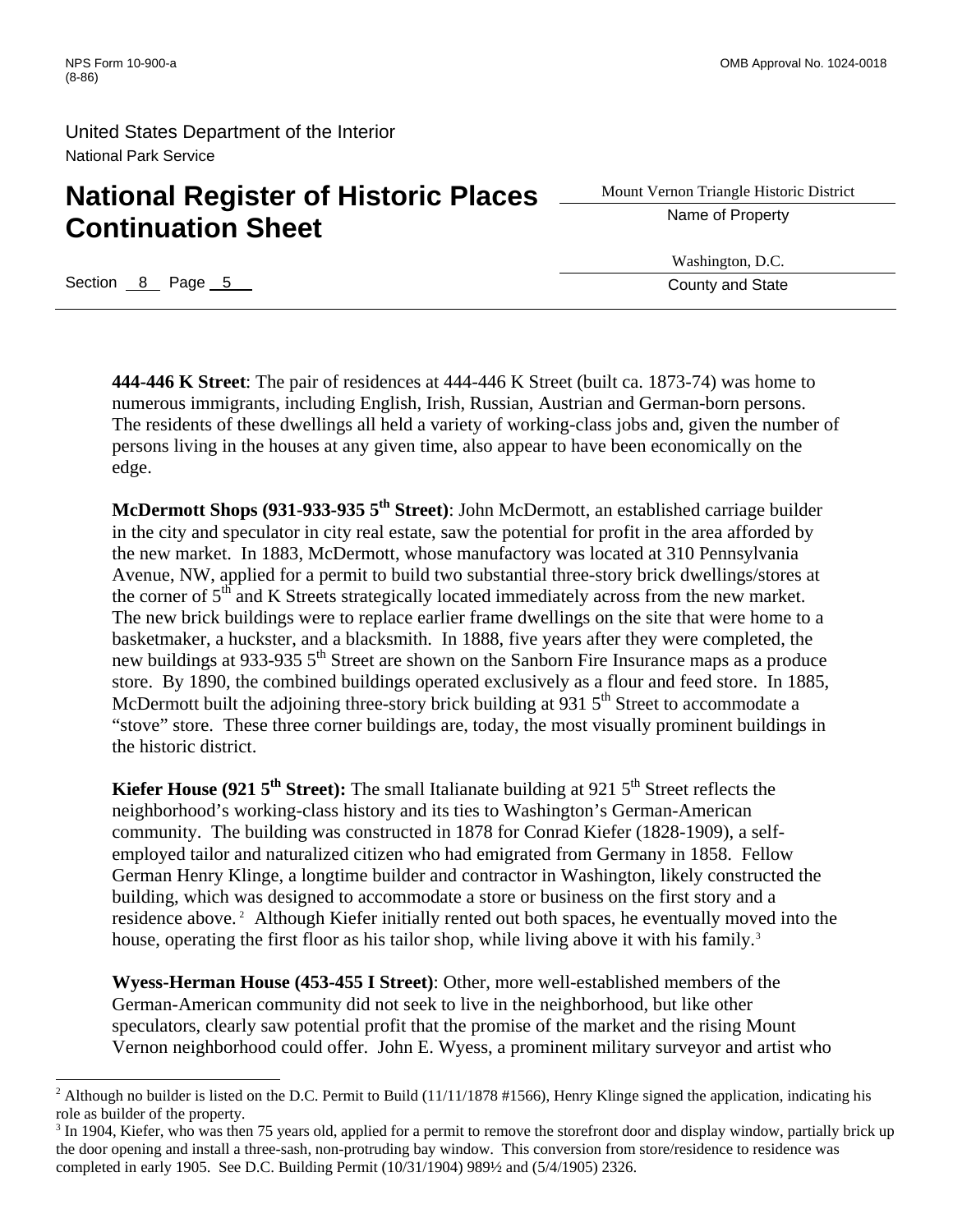**444-446 K Street**: The pair of residences at 444-446 K Street (built ca. 1873-74) was home to numerous immigrants, including English, Irish, Russian, Austrian and German-born persons. The residents of these dwellings all held a variety of working-class jobs and, given the number of persons living in the houses at any given time, also appear to have been economically on the edge.

**McDermott Shops (931-933-935 5th Street)**: John McDermott, an established carriage builder in the city and speculator in city real estate, saw the potential for profit in the area afforded by the new market. In 1883, McDermott, whose manufactory was located at 310 Pennsylvania Avenue, NW, applied for a permit to build two substantial three-story brick dwellings/stores at the corner of 5th and K Streets strategically located immediately across from the new market. The new brick buildings were to replace earlier frame dwellings on the site that were home to a basketmaker, a huckster, and a blacksmith. In 1888, five years after they were completed, the new buildings at 933-935 5th Street are shown on the Sanborn Fire Insurance maps as a produce store. By 1890, the combined buildings operated exclusively as a flour and feed store. In 1885, McDermott built the adjoining three-story brick building at 931 5th Street to accommodate a "stove" store. These three corner buildings are, today, the most visually prominent buildings in the historic district.

**Kiefer House (921 5th Street):** The small Italianate building at 921 5th Street reflects the neighborhood's working-class history and its ties to Washington's German-American community. The building was constructed in 1878 for Conrad Kiefer (1828-1909), a self-employed tailor and naturalized citizen who had emigrated from Germany in 1858. Fellow German Henry Klinge, a longtime builder and contractor in Washington, likely constructed the building, which was designed to accommodate a store or business on the first story and a residence above.[2] Although Kiefer initially rented out both spaces, he eventually moved into the house, operating the first floor as his tailor shop, while living above it with his family.[3]

**Wyess-Herman House (453-455 I Street)**: Other, more well-established members of the German-American community did not seek to live in the neighborhood, but like other speculators, clearly saw potential profit that the promise of the market and the rising Mount Vernon neighborhood could offer. John E. Wyess, a prominent military surveyor and artist who

---

[2] Although no builder is listed on the D.C. Permit to Build (11/11/1878 #1566), Henry Klinge signed the application, indicating his role as builder of the property.

[3] In 1904, Kiefer, who was then 75 years old, applied for a permit to remove the storefront door and display window, partially brick up the door opening and install a three-sash, non-protruding bay window. This conversion from store/residence to residence was completed in early 1905. See D.C. Building Permit (10/31/1904) 989½ and (5/4/1905) 2326.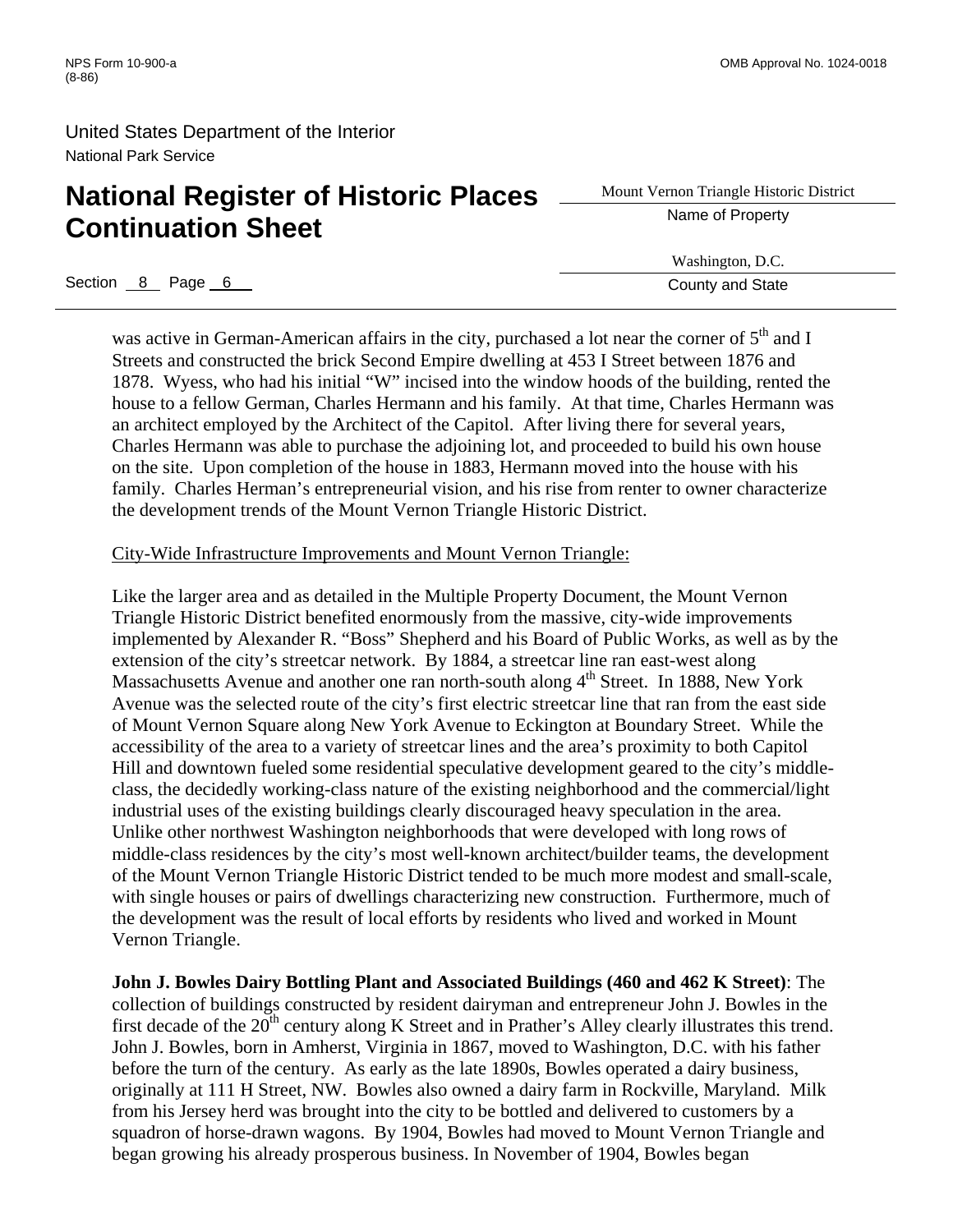was active in German-American affairs in the city, purchased a lot near the corner of 5th and I Streets and constructed the brick Second Empire dwelling at 453 I Street between 1876 and 1878. Wyess, who had his initial "W" incised into the window hoods of the building, rented the house to a fellow German, Charles Hermann and his family. At that time, Charles Hermann was an architect employed by the Architect of the Capitol. After living there for several years, Charles Hermann was able to purchase the adjoining lot, and proceeded to build his own house on the site. Upon completion of the house in 1883, Hermann moved into the house with his family. Charles Herman's entrepreneurial vision, and his rise from renter to owner characterize the development trends of the Mount Vernon Triangle Historic District.

<u>City-Wide Infrastructure Improvements and Mount Vernon Triangle:</u>

Like the larger area and as detailed in the Multiple Property Document, the Mount Vernon Triangle Historic District benefited enormously from the massive, city-wide improvements implemented by Alexander R. "Boss" Shepherd and his Board of Public Works, as well as by the extension of the city's streetcar network. By 1884, a streetcar line ran east-west along Massachusetts Avenue and another one ran north-south along 4th Street. In 1888, New York Avenue was the selected route of the city's first electric streetcar line that ran from the east side of Mount Vernon Square along New York Avenue to Eckington at Boundary Street. While the accessibility of the area to a variety of streetcar lines and the area's proximity to both Capitol Hill and downtown fueled some residential speculative development geared to the city's middle-class, the decidedly working-class nature of the existing neighborhood and the commercial/light industrial uses of the existing buildings clearly discouraged heavy speculation in the area. Unlike other northwest Washington neighborhoods that were developed with long rows of middle-class residences by the city's most well-known architect/builder teams, the development of the Mount Vernon Triangle Historic District tended to be much more modest and small-scale, with single houses or pairs of dwellings characterizing new construction. Furthermore, much of the development was the result of local efforts by residents who lived and worked in Mount Vernon Triangle.

**John J. Bowles Dairy Bottling Plant and Associated Buildings (460 and 462 K Street)**: The collection of buildings constructed by resident dairyman and entrepreneur John J. Bowles in the first decade of the 20th century along K Street and in Prather's Alley clearly illustrates this trend. John J. Bowles, born in Amherst, Virginia in 1867, moved to Washington, D.C. with his father before the turn of the century. As early as the late 1890s, Bowles operated a dairy business, originally at 111 H Street, NW. Bowles also owned a dairy farm in Rockville, Maryland. Milk from his Jersey herd was brought into the city to be bottled and delivered to customers by a squadron of horse-drawn wagons. By 1904, Bowles had moved to Mount Vernon Triangle and began growing his already prosperous business. In November of 1904, Bowles began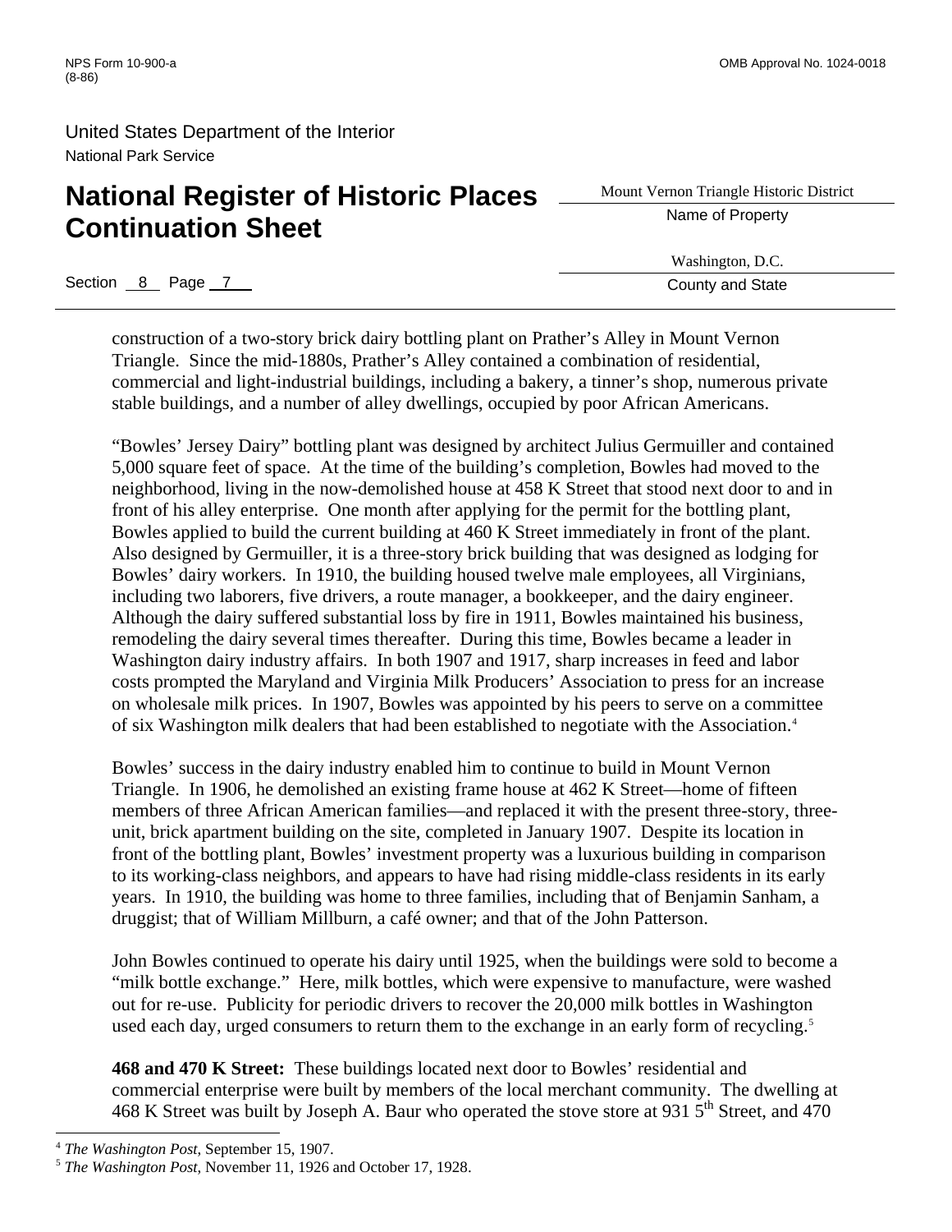construction of a two-story brick dairy bottling plant on Prather's Alley in Mount Vernon Triangle. Since the mid-1880s, Prather's Alley contained a combination of residential, commercial and light-industrial buildings, including a bakery, a tinner's shop, numerous private stable buildings, and a number of alley dwellings, occupied by poor African Americans.

"Bowles' Jersey Dairy" bottling plant was designed by architect Julius Germuiller and contained 5,000 square feet of space. At the time of the building's completion, Bowles had moved to the neighborhood, living in the now-demolished house at 458 K Street that stood next door to and in front of his alley enterprise. One month after applying for the permit for the bottling plant, Bowles applied to build the current building at 460 K Street immediately in front of the plant. Also designed by Germuiller, it is a three-story brick building that was designed as lodging for Bowles' dairy workers. In 1910, the building housed twelve male employees, all Virginians, including two laborers, five drivers, a route manager, a bookkeeper, and the dairy engineer. Although the dairy suffered substantial loss by fire in 1911, Bowles maintained his business, remodeling the dairy several times thereafter. During this time, Bowles became a leader in Washington dairy industry affairs. In both 1907 and 1917, sharp increases in feed and labor costs prompted the Maryland and Virginia Milk Producers' Association to press for an increase on wholesale milk prices. In 1907, Bowles was appointed by his peers to serve on a committee of six Washington milk dealers that had been established to negotiate with the Association.[4]

Bowles' success in the dairy industry enabled him to continue to build in Mount Vernon Triangle. In 1906, he demolished an existing frame house at 462 K Street—home of fifteen members of three African American families—and replaced it with the present three-story, three-unit, brick apartment building on the site, completed in January 1907. Despite its location in front of the bottling plant, Bowles' investment property was a luxurious building in comparison to its working-class neighbors, and appears to have had rising middle-class residents in its early years. In 1910, the building was home to three families, including that of Benjamin Sanham, a druggist; that of William Millburn, a café owner; and that of the John Patterson.

John Bowles continued to operate his dairy until 1925, when the buildings were sold to become a "milk bottle exchange." Here, milk bottles, which were expensive to manufacture, were washed out for re-use. Publicity for periodic drivers to recover the 20,000 milk bottles in Washington used each day, urged consumers to return them to the exchange in an early form of recycling.[5]

**468 and 470 K Street:** These buildings located next door to Bowles' residential and commercial enterprise were built by members of the local merchant community. The dwelling at 468 K Street was built by Joseph A. Baur who operated the stove store at 931 5th Street, and 470

[4] *The Washington Post*, September 15, 1907.

[5] *The Washington Post*, November 11, 1926 and October 17, 1928.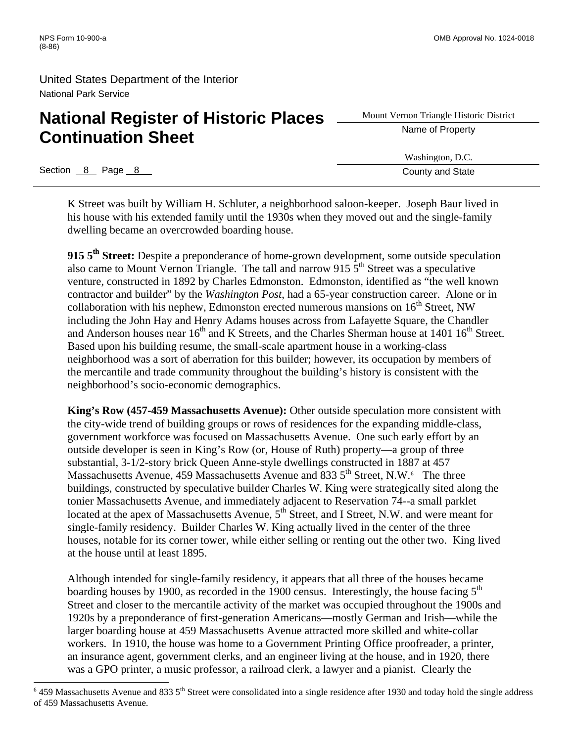K Street was built by William H. Schluter, a neighborhood saloon-keeper. Joseph Baur lived in his house with his extended family until the 1930s when they moved out and the single-family dwelling became an overcrowded boarding house.

**915 5th Street:** Despite a preponderance of home-grown development, some outside speculation also came to Mount Vernon Triangle. The tall and narrow 915 5th Street was a speculative venture, constructed in 1892 by Charles Edmonston. Edmonston, identified as "the well known contractor and builder" by the *Washington Post*, had a 65-year construction career. Alone or in collaboration with his nephew, Edmonston erected numerous mansions on 16th Street, NW including the John Hay and Henry Adams houses across from Lafayette Square, the Chandler and Anderson houses near 16th and K Streets, and the Charles Sherman house at 1401 16th Street. Based upon his building resume, the small-scale apartment house in a working-class neighborhood was a sort of aberration for this builder; however, its occupation by members of the mercantile and trade community throughout the building's history is consistent with the neighborhood's socio-economic demographics.

**King's Row (457-459 Massachusetts Avenue):** Other outside speculation more consistent with the city-wide trend of building groups or rows of residences for the expanding middle-class, government workforce was focused on Massachusetts Avenue. One such early effort by an outside developer is seen in King's Row (or, House of Ruth) property—a group of three substantial, 3-1/2-story brick Queen Anne-style dwellings constructed in 1887 at 457 Massachusetts Avenue, 459 Massachusetts Avenue and 833 5th Street, N.W.[6] The three buildings, constructed by speculative builder Charles W. King were strategically sited along the tonier Massachusetts Avenue, and immediately adjacent to Reservation 74--a small parklet located at the apex of Massachusetts Avenue, 5th Street, and I Street, N.W. and were meant for single-family residency. Builder Charles W. King actually lived in the center of the three houses, notable for its corner tower, while either selling or renting out the other two. King lived at the house until at least 1895.

Although intended for single-family residency, it appears that all three of the houses became boarding houses by 1900, as recorded in the 1900 census. Interestingly, the house facing 5th Street and closer to the mercantile activity of the market was occupied throughout the 1900s and 1920s by a preponderance of first-generation Americans—mostly German and Irish—while the larger boarding house at 459 Massachusetts Avenue attracted more skilled and white-collar workers. In 1910, the house was home to a Government Printing Office proofreader, a printer, an insurance agent, government clerks, and an engineer living at the house, and in 1920, there was a GPO printer, a music professor, a railroad clerk, a lawyer and a pianist. Clearly the

[6] 459 Massachusetts Avenue and 833 5th Street were consolidated into a single residence after 1930 and today hold the single address of 459 Massachusetts Avenue.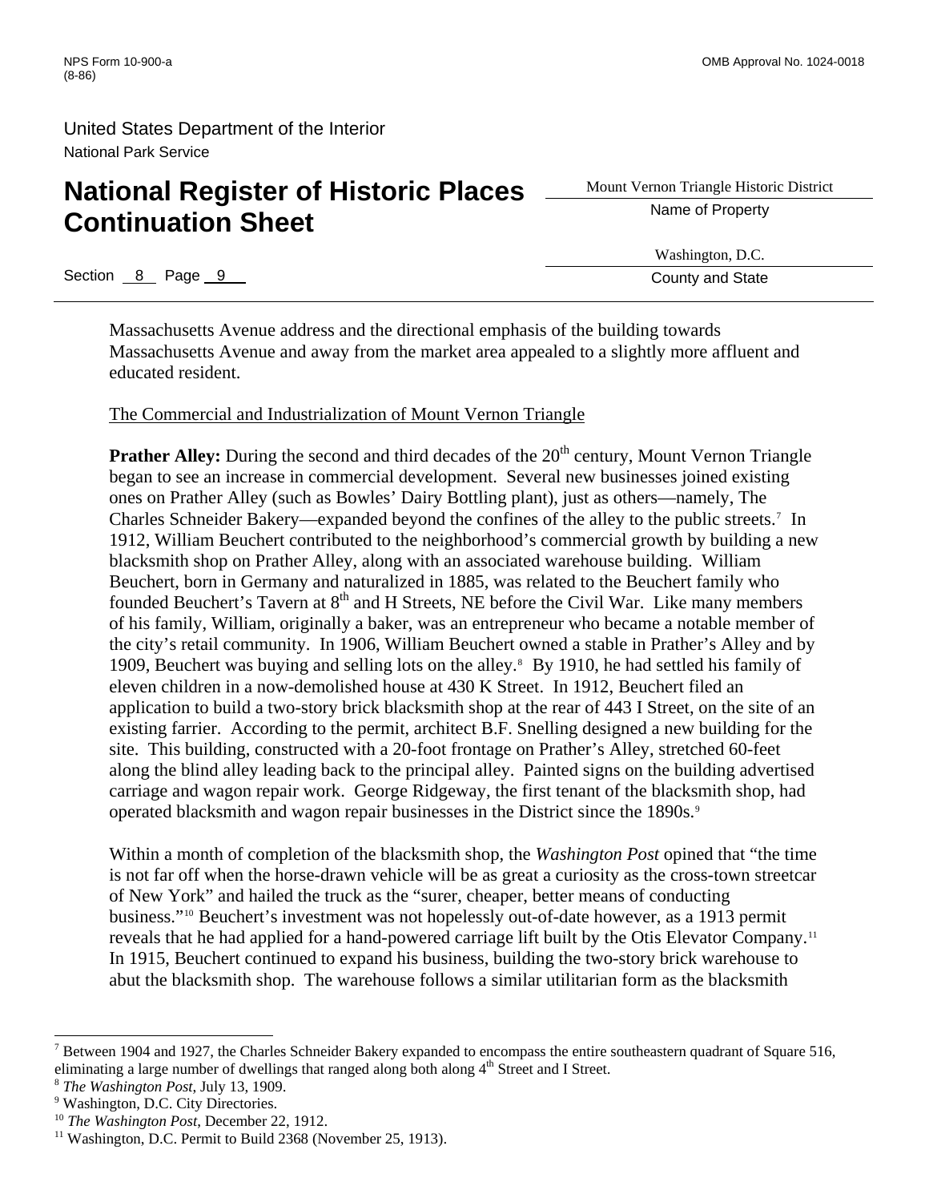Massachusetts Avenue address and the directional emphasis of the building towards Massachusetts Avenue and away from the market area appealed to a slightly more affluent and educated resident.

The Commercial and Industrialization of Mount Vernon Triangle

**Prather Alley:** During the second and third decades of the 20th century, Mount Vernon Triangle began to see an increase in commercial development. Several new businesses joined existing ones on Prather Alley (such as Bowles' Dairy Bottling plant), just as others—namely, The Charles Schneider Bakery—expanded beyond the confines of the alley to the public streets.[7] In 1912, William Beuchert contributed to the neighborhood's commercial growth by building a new blacksmith shop on Prather Alley, along with an associated warehouse building. William Beuchert, born in Germany and naturalized in 1885, was related to the Beuchert family who founded Beuchert's Tavern at 8th and H Streets, NE before the Civil War. Like many members of his family, William, originally a baker, was an entrepreneur who became a notable member of the city's retail community. In 1906, William Beuchert owned a stable in Prather's Alley and by 1909, Beuchert was buying and selling lots on the alley.[8] By 1910, he had settled his family of eleven children in a now-demolished house at 430 K Street. In 1912, Beuchert filed an application to build a two-story brick blacksmith shop at the rear of 443 I Street, on the site of an existing farrier. According to the permit, architect B.F. Snelling designed a new building for the site. This building, constructed with a 20-foot frontage on Prather's Alley, stretched 60-feet along the blind alley leading back to the principal alley. Painted signs on the building advertised carriage and wagon repair work. George Ridgeway, the first tenant of the blacksmith shop, had operated blacksmith and wagon repair businesses in the District since the 1890s.[9]

Within a month of completion of the blacksmith shop, the *Washington Post* opined that "the time is not far off when the horse-drawn vehicle will be as great a curiosity as the cross-town streetcar of New York" and hailed the truck as the "surer, cheaper, better means of conducting business."[10] Beuchert's investment was not hopelessly out-of-date however, as a 1913 permit reveals that he had applied for a hand-powered carriage lift built by the Otis Elevator Company.[11] In 1915, Beuchert continued to expand his business, building the two-story brick warehouse to abut the blacksmith shop. The warehouse follows a similar utilitarian form as the blacksmith

---

[7] Between 1904 and 1927, the Charles Schneider Bakery expanded to encompass the entire southeastern quadrant of Square 516, eliminating a large number of dwellings that ranged along both along 4th Street and I Street.

[8] *The Washington Post*, July 13, 1909.

[9] Washington, D.C. City Directories.

[10] *The Washington Post*, December 22, 1912.

[11] Washington, D.C. Permit to Build 2368 (November 25, 1913).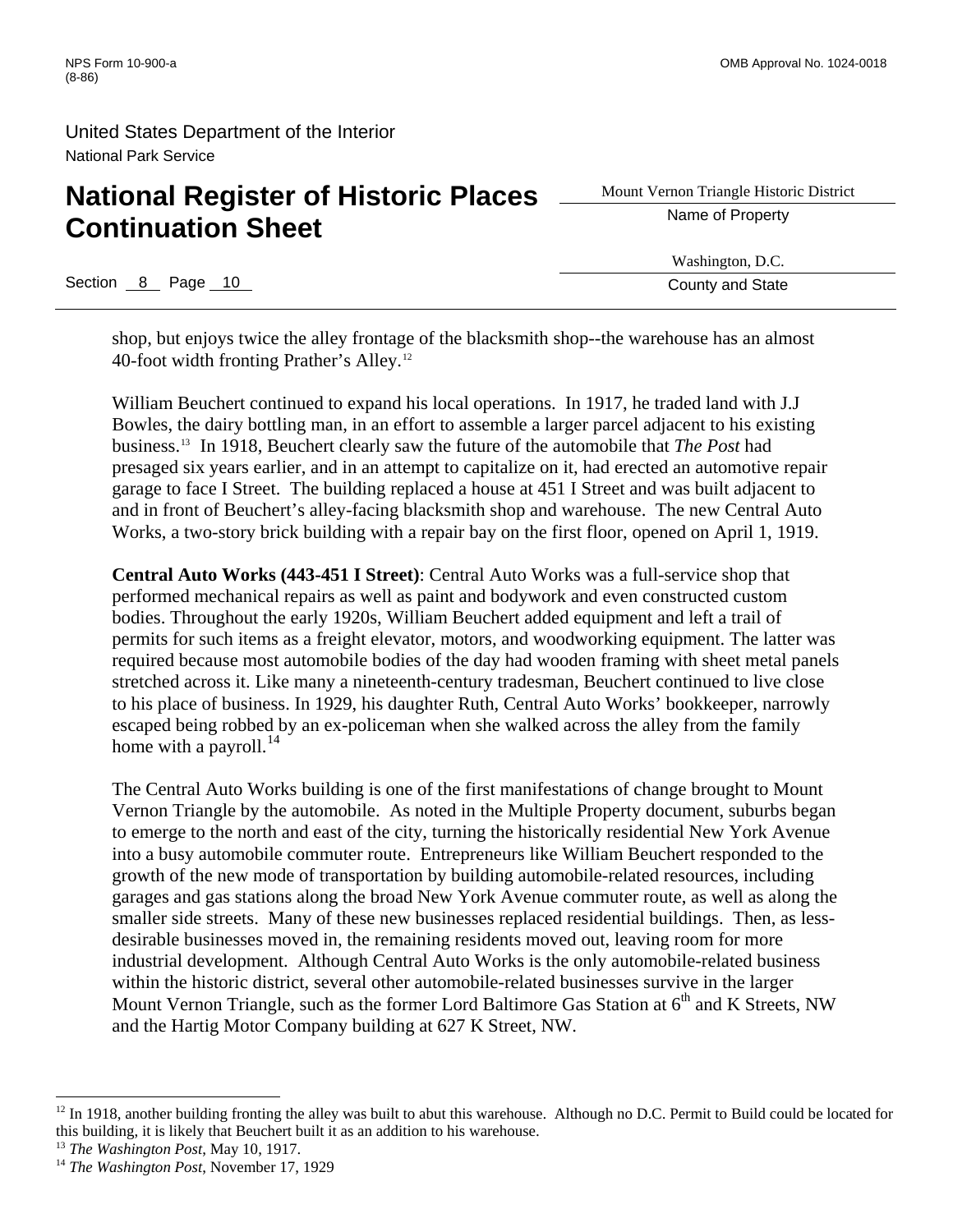shop, but enjoys twice the alley frontage of the blacksmith shop--the warehouse has an almost 40-foot width fronting Prather's Alley.[12]

William Beuchert continued to expand his local operations. In 1917, he traded land with J.J Bowles, the dairy bottling man, in an effort to assemble a larger parcel adjacent to his existing business.[13] In 1918, Beuchert clearly saw the future of the automobile that *The Post* had presaged six years earlier, and in an attempt to capitalize on it, had erected an automotive repair garage to face I Street. The building replaced a house at 451 I Street and was built adjacent to and in front of Beuchert's alley-facing blacksmith shop and warehouse. The new Central Auto Works, a two-story brick building with a repair bay on the first floor, opened on April 1, 1919.

**Central Auto Works (443-451 I Street)**: Central Auto Works was a full-service shop that performed mechanical repairs as well as paint and bodywork and even constructed custom bodies. Throughout the early 1920s, William Beuchert added equipment and left a trail of permits for such items as a freight elevator, motors, and woodworking equipment. The latter was required because most automobile bodies of the day had wooden framing with sheet metal panels stretched across it. Like many a nineteenth-century tradesman, Beuchert continued to live close to his place of business. In 1929, his daughter Ruth, Central Auto Works' bookkeeper, narrowly escaped being robbed by an ex-policeman when she walked across the alley from the family home with a payroll.[14]

The Central Auto Works building is one of the first manifestations of change brought to Mount Vernon Triangle by the automobile. As noted in the Multiple Property document, suburbs began to emerge to the north and east of the city, turning the historically residential New York Avenue into a busy automobile commuter route. Entrepreneurs like William Beuchert responded to the growth of the new mode of transportation by building automobile-related resources, including garages and gas stations along the broad New York Avenue commuter route, as well as along the smaller side streets. Many of these new businesses replaced residential buildings. Then, as less-desirable businesses moved in, the remaining residents moved out, leaving room for more industrial development. Although Central Auto Works is the only automobile-related business within the historic district, several other automobile-related businesses survive in the larger Mount Vernon Triangle, such as the former Lord Baltimore Gas Station at 6th and K Streets, NW and the Hartig Motor Company building at 627 K Street, NW.

---

[12] In 1918, another building fronting the alley was built to abut this warehouse. Although no D.C. Permit to Build could be located for this building, it is likely that Beuchert built it as an addition to his warehouse.

[13] *The Washington Post*, May 10, 1917.

[14] *The Washington Post*, November 17, 1929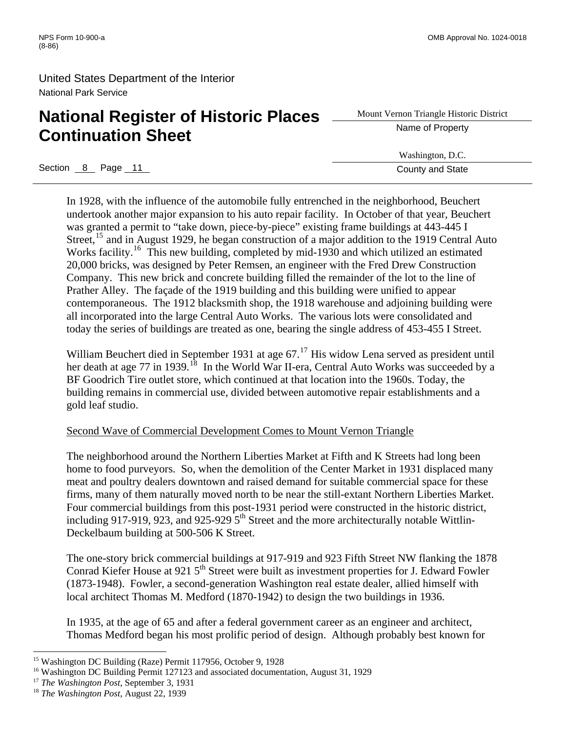In 1928, with the influence of the automobile fully entrenched in the neighborhood, Beuchert undertook another major expansion to his auto repair facility. In October of that year, Beuchert was granted a permit to "take down, piece-by-piece" existing frame buildings at 443-445 I Street,[15] and in August 1929, he began construction of a major addition to the 1919 Central Auto Works facility.[16] This new building, completed by mid-1930 and which utilized an estimated 20,000 bricks, was designed by Peter Remsen, an engineer with the Fred Drew Construction Company. This new brick and concrete building filled the remainder of the lot to the line of Prather Alley. The façade of the 1919 building and this building were unified to appear contemporaneous. The 1912 blacksmith shop, the 1918 warehouse and adjoining building were all incorporated into the large Central Auto Works. The various lots were consolidated and today the series of buildings are treated as one, bearing the single address of 453-455 I Street.

William Beuchert died in September 1931 at age 67.[17] His widow Lena served as president until her death at age 77 in 1939.[18] In the World War II-era, Central Auto Works was succeeded by a BF Goodrich Tire outlet store, which continued at that location into the 1960s. Today, the building remains in commercial use, divided between automotive repair establishments and a gold leaf studio.

Second Wave of Commercial Development Comes to Mount Vernon Triangle

The neighborhood around the Northern Liberties Market at Fifth and K Streets had long been home to food purveyors. So, when the demolition of the Center Market in 1931 displaced many meat and poultry dealers downtown and raised demand for suitable commercial space for these firms, many of them naturally moved north to be near the still-extant Northern Liberties Market. Four commercial buildings from this post-1931 period were constructed in the historic district, including 917-919, 923, and 925-929 5th Street and the more architecturally notable Wittlin-Deckelbaum building at 500-506 K Street.

The one-story brick commercial buildings at 917-919 and 923 Fifth Street NW flanking the 1878 Conrad Kiefer House at 921 5th Street were built as investment properties for J. Edward Fowler (1873-1948). Fowler, a second-generation Washington real estate dealer, allied himself with local architect Thomas M. Medford (1870-1942) to design the two buildings in 1936.

In 1935, at the age of 65 and after a federal government career as an engineer and architect, Thomas Medford began his most prolific period of design. Although probably best known for

---

[15] Washington DC Building (Raze) Permit 117956, October 9, 1928

[16] Washington DC Building Permit 127123 and associated documentation, August 31, 1929

[17] *The Washington Post*, September 3, 1931

[18] *The Washington Post*, August 22, 1939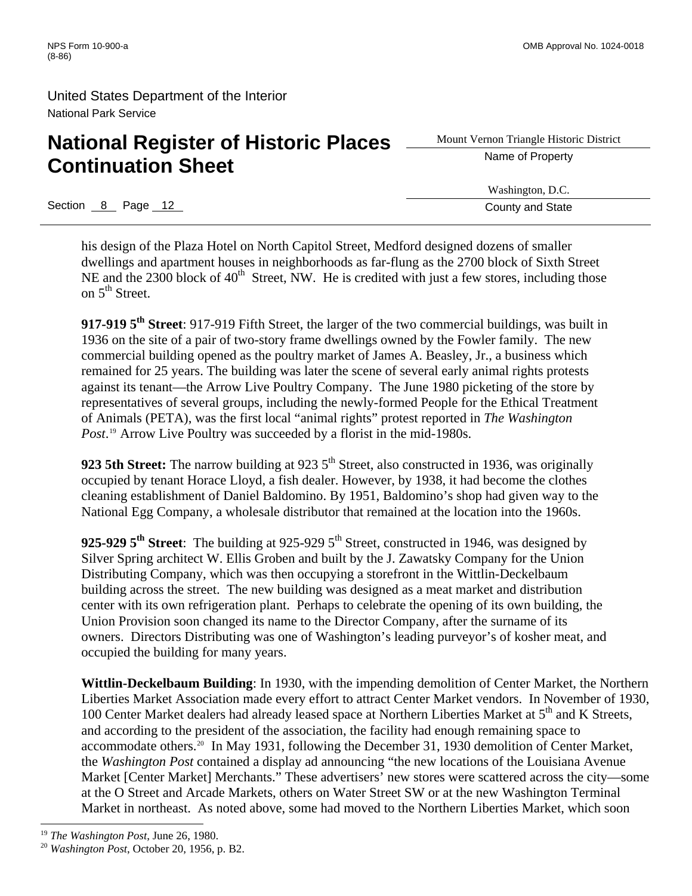his design of the Plaza Hotel on North Capitol Street, Medford designed dozens of smaller dwellings and apartment houses in neighborhoods as far-flung as the 2700 block of Sixth Street NE and the 2300 block of 40th Street, NW. He is credited with just a few stores, including those on 5th Street.

**917-919 5th Street**: 917-919 Fifth Street, the larger of the two commercial buildings, was built in 1936 on the site of a pair of two-story frame dwellings owned by the Fowler family. The new commercial building opened as the poultry market of James A. Beasley, Jr., a business which remained for 25 years. The building was later the scene of several early animal rights protests against its tenant—the Arrow Live Poultry Company. The June 1980 picketing of the store by representatives of several groups, including the newly-formed People for the Ethical Treatment of Animals (PETA), was the first local "animal rights" protest reported in *The Washington Post*.[19] Arrow Live Poultry was succeeded by a florist in the mid-1980s.

**923 5th Street:** The narrow building at 923 5th Street, also constructed in 1936, was originally occupied by tenant Horace Lloyd, a fish dealer. However, by 1938, it had become the clothes cleaning establishment of Daniel Baldomino. By 1951, Baldomino's shop had given way to the National Egg Company, a wholesale distributor that remained at the location into the 1960s.

**925-929 5th Street**: The building at 925-929 5th Street, constructed in 1946, was designed by Silver Spring architect W. Ellis Groben and built by the J. Zawatsky Company for the Union Distributing Company, which was then occupying a storefront in the Wittlin-Deckelbaum building across the street. The new building was designed as a meat market and distribution center with its own refrigeration plant. Perhaps to celebrate the opening of its own building, the Union Provision soon changed its name to the Director Company, after the surname of its owners. Directors Distributing was one of Washington's leading purveyor's of kosher meat, and occupied the building for many years.

**Wittlin-Deckelbaum Building**: In 1930, with the impending demolition of Center Market, the Northern Liberties Market Association made every effort to attract Center Market vendors. In November of 1930, 100 Center Market dealers had already leased space at Northern Liberties Market at 5th and K Streets, and according to the president of the association, the facility had enough remaining space to accommodate others.[20] In May 1931, following the December 31, 1930 demolition of Center Market, the *Washington Post* contained a display ad announcing "the new locations of the Louisiana Avenue Market [Center Market] Merchants." These advertisers' new stores were scattered across the city—some at the O Street and Arcade Markets, others on Water Street SW or at the new Washington Terminal Market in northeast. As noted above, some had moved to the Northern Liberties Market, which soon

---

[19] *The Washington Post*, June 26, 1980.

[20] *Washington Post*, October 20, 1956, p. B2.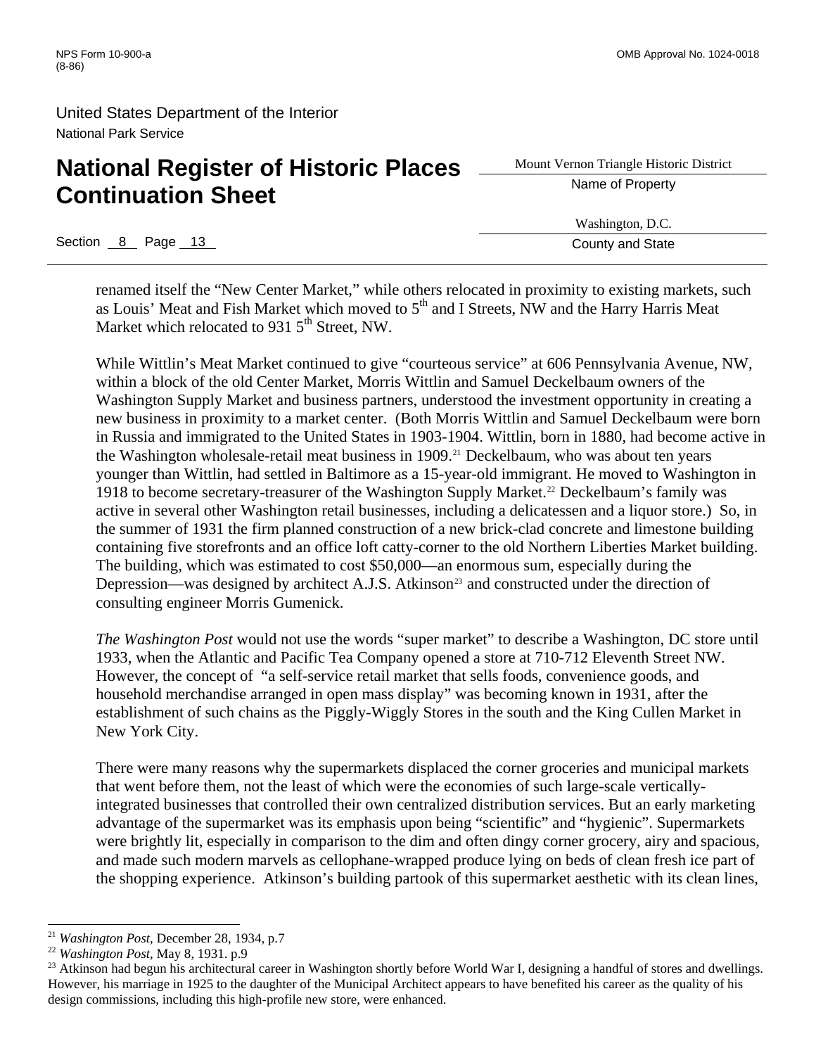renamed itself the "New Center Market," while others relocated in proximity to existing markets, such as Louis' Meat and Fish Market which moved to 5th and I Streets, NW and the Harry Harris Meat Market which relocated to 931 5th Street, NW.

While Wittlin's Meat Market continued to give "courteous service" at 606 Pennsylvania Avenue, NW, within a block of the old Center Market, Morris Wittlin and Samuel Deckelbaum owners of the Washington Supply Market and business partners, understood the investment opportunity in creating a new business in proximity to a market center. (Both Morris Wittlin and Samuel Deckelbaum were born in Russia and immigrated to the United States in 1903-1904. Wittlin, born in 1880, had become active in the Washington wholesale-retail meat business in 1909.[21] Deckelbaum, who was about ten years younger than Wittlin, had settled in Baltimore as a 15-year-old immigrant. He moved to Washington in 1918 to become secretary-treasurer of the Washington Supply Market.[22] Deckelbaum's family was active in several other Washington retail businesses, including a delicatessen and a liquor store.) So, in the summer of 1931 the firm planned construction of a new brick-clad concrete and limestone building containing five storefronts and an office loft catty-corner to the old Northern Liberties Market building. The building, which was estimated to cost $50,000—an enormous sum, especially during the Depression—was designed by architect A.J.S. Atkinson[23] and constructed under the direction of consulting engineer Morris Gumenick.

*The Washington Post* would not use the words "super market" to describe a Washington, DC store until 1933, when the Atlantic and Pacific Tea Company opened a store at 710-712 Eleventh Street NW. However, the concept of "a self-service retail market that sells foods, convenience goods, and household merchandise arranged in open mass display" was becoming known in 1931, after the establishment of such chains as the Piggly-Wiggly Stores in the south and the King Cullen Market in New York City.

There were many reasons why the supermarkets displaced the corner groceries and municipal markets that went before them, not the least of which were the economies of such large-scale vertically-integrated businesses that controlled their own centralized distribution services. But an early marketing advantage of the supermarket was its emphasis upon being "scientific" and "hygienic". Supermarkets were brightly lit, especially in comparison to the dim and often dingy corner grocery, airy and spacious, and made such modern marvels as cellophane-wrapped produce lying on beds of clean fresh ice part of the shopping experience. Atkinson's building partook of this supermarket aesthetic with its clean lines,

---

[21] *Washington Post*, December 28, 1934, p.7

[22] *Washington Post*, May 8, 1931. p.9

[23] Atkinson had begun his architectural career in Washington shortly before World War I, designing a handful of stores and dwellings. However, his marriage in 1925 to the daughter of the Municipal Architect appears to have benefited his career as the quality of his design commissions, including this high-profile new store, were enhanced.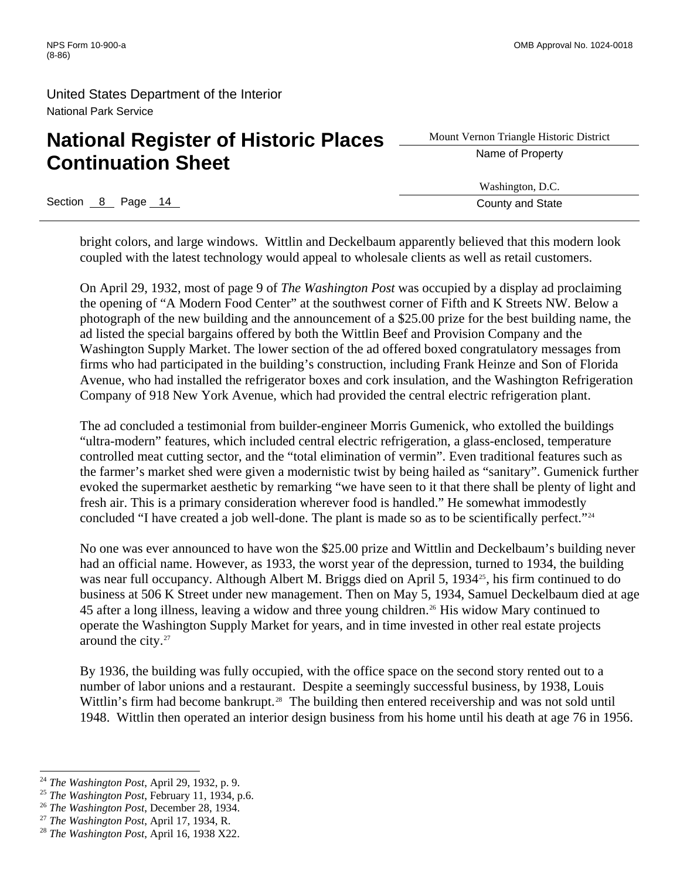bright colors, and large windows. Wittlin and Deckelbaum apparently believed that this modern look coupled with the latest technology would appeal to wholesale clients as well as retail customers.

On April 29, 1932, most of page 9 of *The Washington Post* was occupied by a display ad proclaiming the opening of "A Modern Food Center" at the southwest corner of Fifth and K Streets NW. Below a photograph of the new building and the announcement of a $25.00 prize for the best building name, the ad listed the special bargains offered by both the Wittlin Beef and Provision Company and the Washington Supply Market. The lower section of the ad offered boxed congratulatory messages from firms who had participated in the building's construction, including Frank Heinze and Son of Florida Avenue, who had installed the refrigerator boxes and cork insulation, and the Washington Refrigeration Company of 918 New York Avenue, which had provided the central electric refrigeration plant.

The ad concluded a testimonial from builder-engineer Morris Gumenick, who extolled the buildings "ultra-modern" features, which included central electric refrigeration, a glass-enclosed, temperature controlled meat cutting sector, and the "total elimination of vermin". Even traditional features such as the farmer's market shed were given a modernistic twist by being hailed as "sanitary". Gumenick further evoked the supermarket aesthetic by remarking "we have seen to it that there shall be plenty of light and fresh air. This is a primary consideration wherever food is handled." He somewhat immodestly concluded "I have created a job well-done. The plant is made so as to be scientifically perfect."[24]

No one was ever announced to have won the $25.00 prize and Wittlin and Deckelbaum's building never had an official name. However, as 1933, the worst year of the depression, turned to 1934, the building was near full occupancy. Although Albert M. Briggs died on April 5, 1934[25], his firm continued to do business at 506 K Street under new management. Then on May 5, 1934, Samuel Deckelbaum died at age 45 after a long illness, leaving a widow and three young children.[26] His widow Mary continued to operate the Washington Supply Market for years, and in time invested in other real estate projects around the city.[27]

By 1936, the building was fully occupied, with the office space on the second story rented out to a number of labor unions and a restaurant. Despite a seemingly successful business, by 1938, Louis Wittlin's firm had become bankrupt.[28] The building then entered receivership and was not sold until 1948. Wittlin then operated an interior design business from his home until his death at age 76 in 1956.

---

[24] *The Washington Post*, April 29, 1932, p. 9.
[25] *The Washington Post*, February 11, 1934, p.6.
[26] *The Washington Post*, December 28, 1934.
[27] *The Washington Post*, April 17, 1934, R.
[28] *The Washington Post*, April 16, 1938 X22.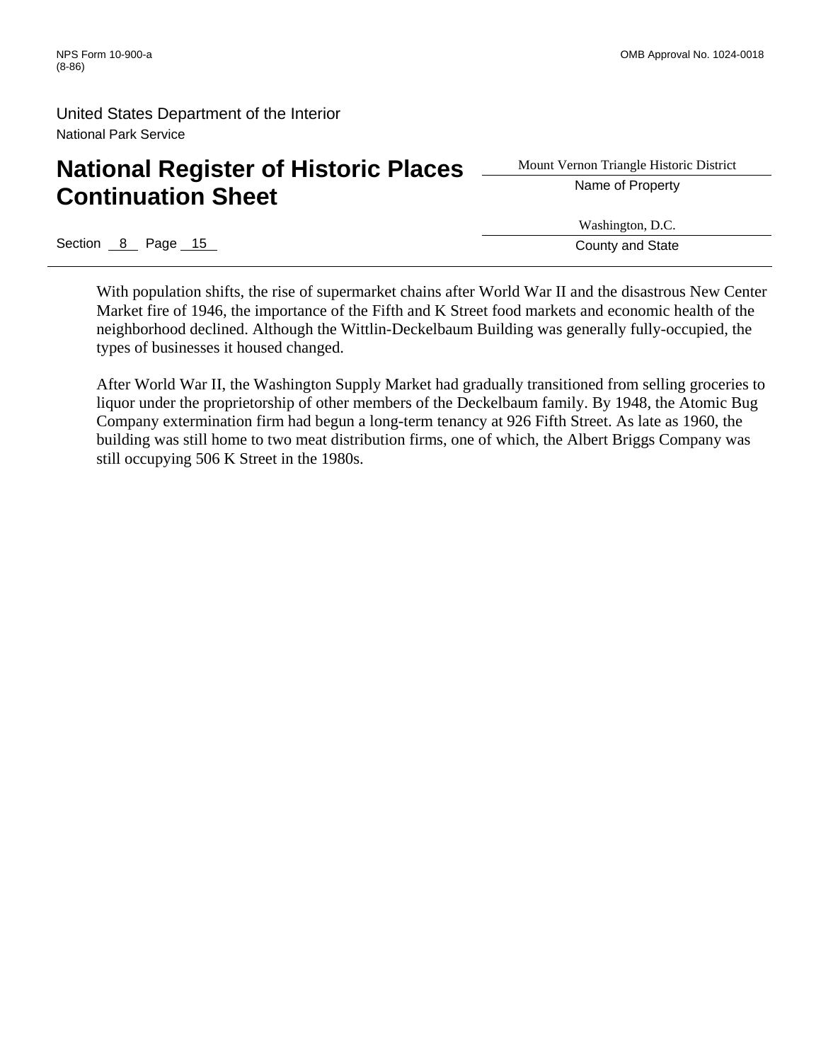With population shifts, the rise of supermarket chains after World War II and the disastrous New Center Market fire of 1946, the importance of the Fifth and K Street food markets and economic health of the neighborhood declined. Although the Wittlin-Deckelbaum Building was generally fully-occupied, the types of businesses it housed changed.

After World War II, the Washington Supply Market had gradually transitioned from selling groceries to liquor under the proprietorship of other members of the Deckelbaum family. By 1948, the Atomic Bug Company extermination firm had begun a long-term tenancy at 926 Fifth Street. As late as 1960, the building was still home to two meat distribution firms, one of which, the Albert Briggs Company was still occupying 506 K Street in the 1980s.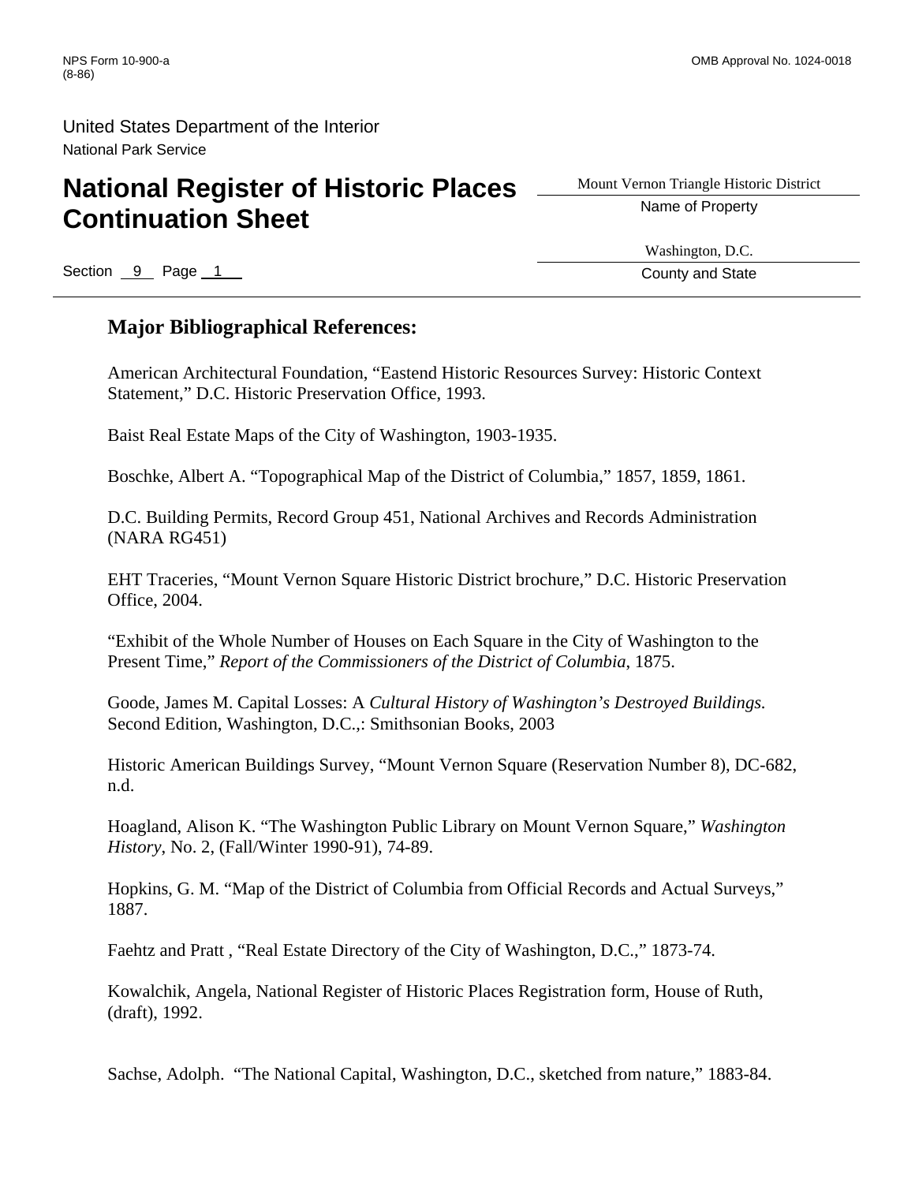**National Register of Historic Places Continuation Sheet**

Mount Vernon Triangle Historic District
Name of Property

Washington, D.C.
County and State

Section 9 Page 1

## Major Bibliographical References:

American Architectural Foundation, "Eastend Historic Resources Survey: Historic Context Statement," D.C. Historic Preservation Office, 1993.

Baist Real Estate Maps of the City of Washington, 1903-1935.

Boschke, Albert A. "Topographical Map of the District of Columbia," 1857, 1859, 1861.

D.C. Building Permits, Record Group 451, National Archives and Records Administration (NARA RG451)

EHT Traceries, "Mount Vernon Square Historic District brochure," D.C. Historic Preservation Office, 2004.

"Exhibit of the Whole Number of Houses on Each Square in the City of Washington to the Present Time," *Report of the Commissioners of the District of Columbia*, 1875.

Goode, James M. Capital Losses: A *Cultural History of Washington's Destroyed Buildings.* Second Edition, Washington, D.C.,: Smithsonian Books, 2003

Historic American Buildings Survey, "Mount Vernon Square (Reservation Number 8), DC-682, n.d.

Hoagland, Alison K. "The Washington Public Library on Mount Vernon Square," *Washington History*, No. 2, (Fall/Winter 1990-91), 74-89.

Hopkins, G. M. "Map of the District of Columbia from Official Records and Actual Surveys," 1887.

Faehtz and Pratt , "Real Estate Directory of the City of Washington, D.C.," 1873-74.

Kowalchik, Angela, National Register of Historic Places Registration form, House of Ruth, (draft), 1992.

Sachse, Adolph. "The National Capital, Washington, D.C., sketched from nature," 1883-84.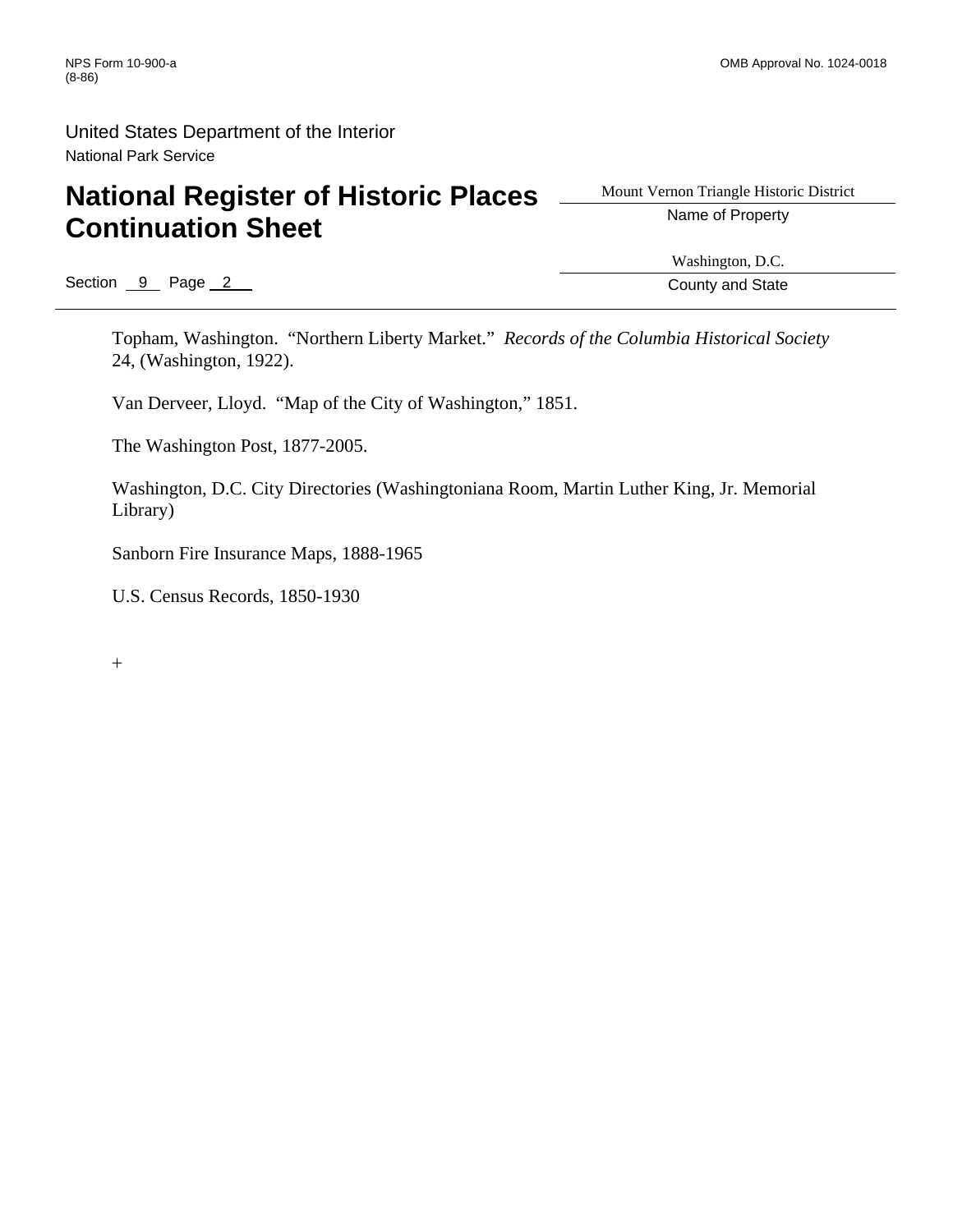Topham, Washington. "Northern Liberty Market." *Records of the Columbia Historical Society* 24, (Washington, 1922).

Van Derveer, Lloyd. "Map of the City of Washington," 1851.

The Washington Post, 1877-2005.

Washington, D.C. City Directories (Washingtoniana Room, Martin Luther King, Jr. Memorial Library)

Sanborn Fire Insurance Maps, 1888-1965

U.S. Census Records, 1850-1930

+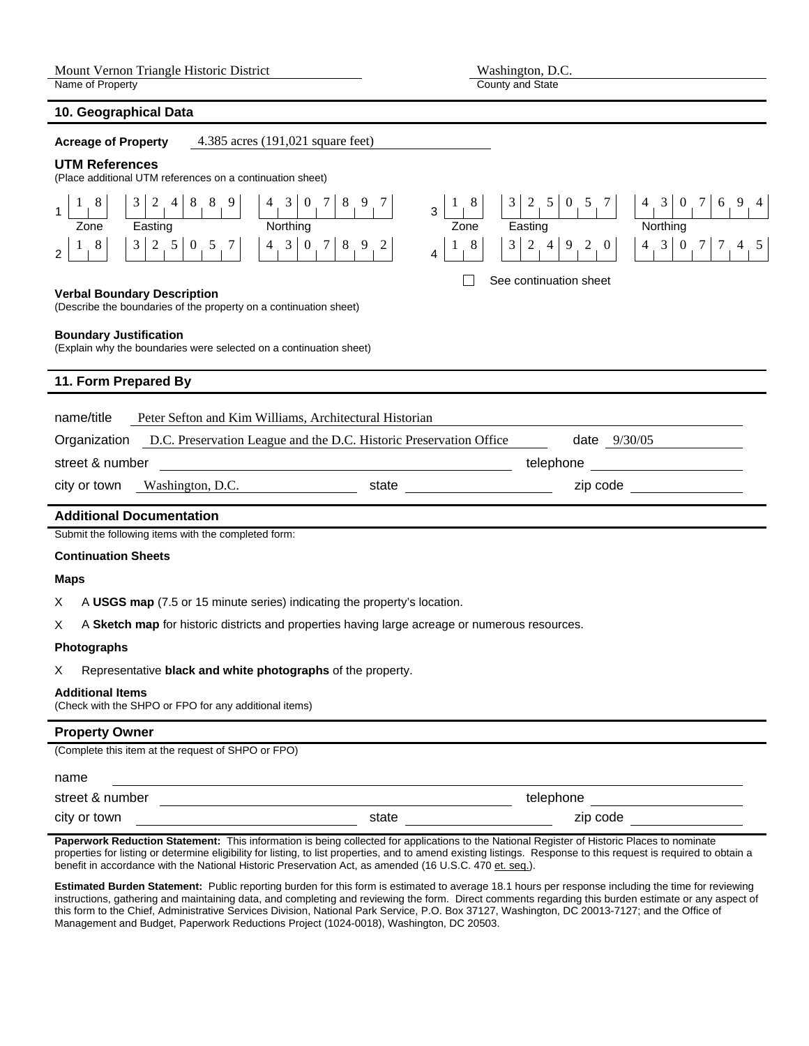Mount Vernon Triangle Historic District
Name of Property

Washington, D.C.
County and State

## 10. Geographical Data

**Acreage of Property** 4.385 acres (191,021 square feet)

**UTM References**
(Place additional UTM references on a continuation sheet)

| | Zone | Easting | Northing |
|---|---|---|---|
| 1 | 18 | 324889 | 4307897 |
| 2 | 18 | 325057 | 4307892 |
| 3 | 18 | 325057 | 4307694 |
| 4 | 18 | 324920 | 4307745 |

☐ See continuation sheet

**Verbal Boundary Description**
(Describe the boundaries of the property on a continuation sheet)

**Boundary Justification**
(Explain why the boundaries were selected on a continuation sheet)

## 11. Form Prepared By

name/title Peter Sefton and Kim Williams, Architectural Historian

Organization D.C. Preservation League and the D.C. Historic Preservation Office date 9/30/05

street & number telephone

city or town Washington, D.C. state zip code

## Additional Documentation

Submit the following items with the completed form:

**Continuation Sheets**

**Maps**

X A **USGS map** (7.5 or 15 minute series) indicating the property's location.

X A **Sketch map** for historic districts and properties having large acreage or numerous resources.

**Photographs**

X Representative **black and white photographs** of the property.

**Additional Items**
(Check with the SHPO or FPO for any additional items)

## Property Owner

(Complete this item at the request of SHPO or FPO)

name

street & number telephone

city or town state zip code

**Paperwork Reduction Statement:** This information is being collected for applications to the National Register of Historic Places to nominate properties for listing or determine eligibility for listing, to list properties, and to amend existing listings. Response to this request is required to obtain a benefit in accordance with the National Historic Preservation Act, as amended (16 U.S.C. 470 et. seq.).

**Estimated Burden Statement:** Public reporting burden for this form is estimated to average 18.1 hours per response including the time for reviewing instructions, gathering and maintaining data, and completing and reviewing the form. Direct comments regarding this burden estimate or any aspect of this form to the Chief, Administrative Services Division, National Park Service, P.O. Box 37127, Washington, DC 20013-7127; and the Office of Management and Budget, Paperwork Reductions Project (1024-0018), Washington, DC 20503.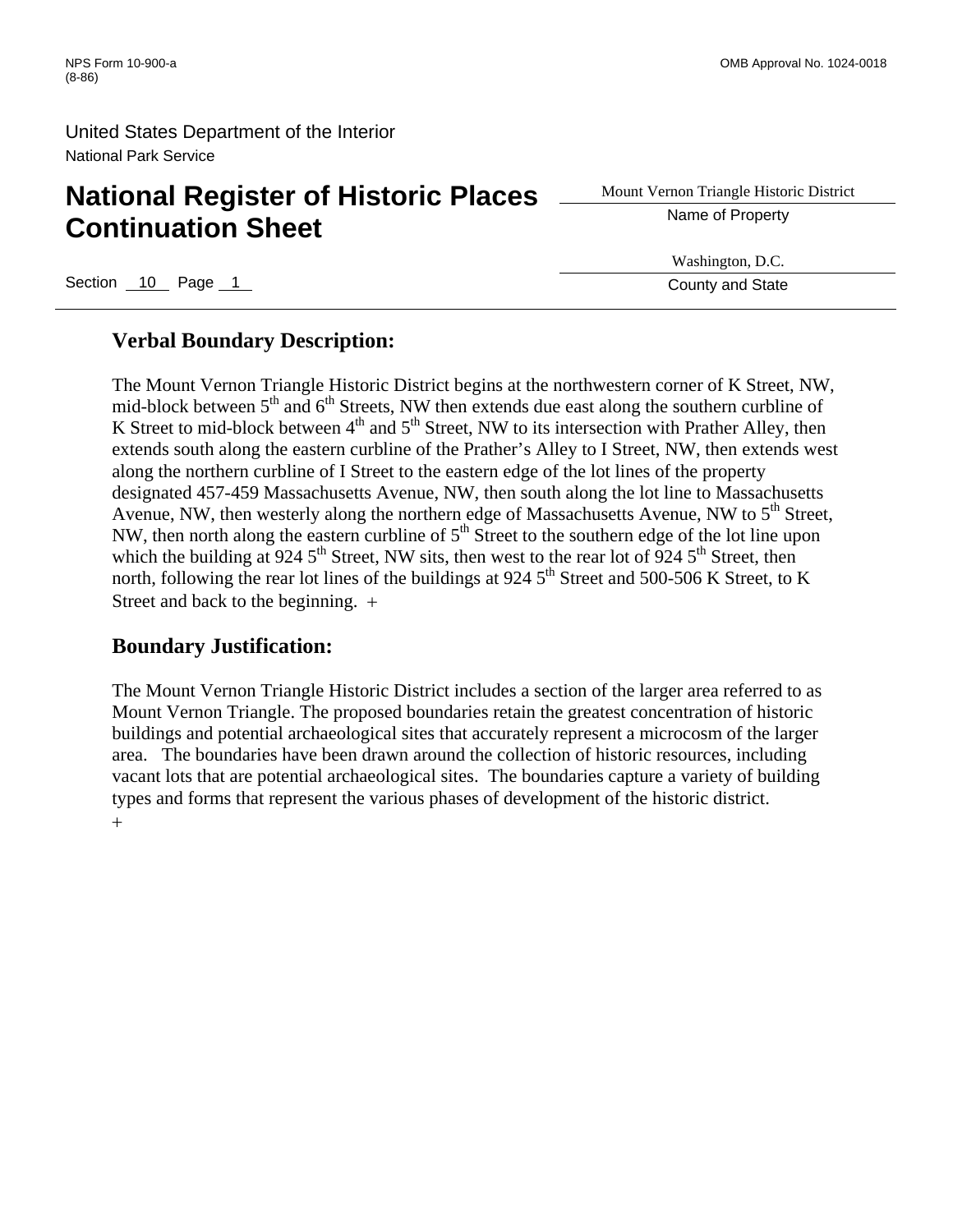NPS Form 10-900-a
(8-86)

OMB Approval No. 1024-0018

United States Department of the Interior
National Park Service

# National Register of Historic Places Continuation Sheet

Mount Vernon Triangle Historic District
Name of Property

Washington, D.C.
County and State

Section 10 Page 1

## Verbal Boundary Description:

The Mount Vernon Triangle Historic District begins at the northwestern corner of K Street, NW, mid-block between 5th and 6th Streets, NW then extends due east along the southern curbline of K Street to mid-block between 4th and 5th Street, NW to its intersection with Prather Alley, then extends south along the eastern curbline of the Prather's Alley to I Street, NW, then extends west along the northern curbline of I Street to the eastern edge of the lot lines of the property designated 457-459 Massachusetts Avenue, NW, then south along the lot line to Massachusetts Avenue, NW, then westerly along the northern edge of Massachusetts Avenue, NW to 5th Street, NW, then north along the eastern curbline of 5th Street to the southern edge of the lot line upon which the building at 924 5th Street, NW sits, then west to the rear lot of 924 5th Street, then north, following the rear lot lines of the buildings at 924 5th Street and 500-506 K Street, to K Street and back to the beginning. +

## Boundary Justification:

The Mount Vernon Triangle Historic District includes a section of the larger area referred to as Mount Vernon Triangle. The proposed boundaries retain the greatest concentration of historic buildings and potential archaeological sites that accurately represent a microcosm of the larger area. The boundaries have been drawn around the collection of historic resources, including vacant lots that are potential archaeological sites. The boundaries capture a variety of building types and forms that represent the various phases of development of the historic district.
+